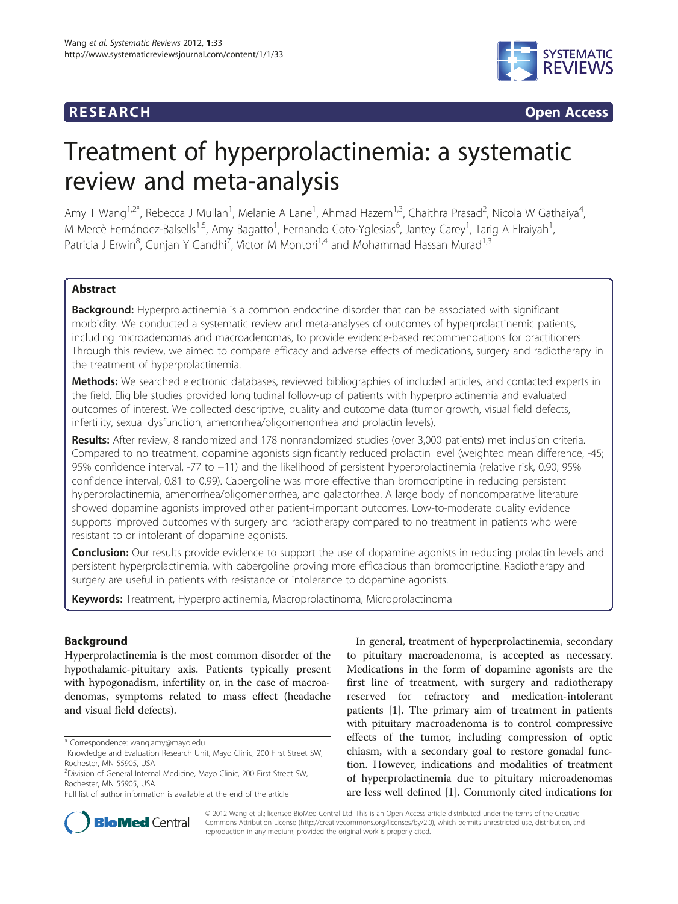**RESEARCH** **Open Access**

# Treatment of hyperprolactinemia: a systematic review and meta-analysis

Amy T Wang[1,2*], Rebecca J Mullan[1], Melanie A Lane[1], Ahmad Hazem[1,3], Chaithra Prasad[2], Nicola W Gathaiya[4], M Mercè Fernández-Balsells[1,5], Amy Bagatto[1], Fernando Coto-Yglesias[6], Jantey Carey[1], Tarig A Elraiyah[1], Patricia J Erwin[8], Gunjan Y Gandhi[7], Victor M Montori[1,4] and Mohammad Hassan Murad[1,3]

## Abstract

**Background:** Hyperprolactinemia is a common endocrine disorder that can be associated with significant morbidity. We conducted a systematic review and meta-analyses of outcomes of hyperprolactinemic patients, including microadenomas and macroadenomas, to provide evidence-based recommendations for practitioners. Through this review, we aimed to compare efficacy and adverse effects of medications, surgery and radiotherapy in the treatment of hyperprolactinemia.

**Methods:** We searched electronic databases, reviewed bibliographies of included articles, and contacted experts in the field. Eligible studies provided longitudinal follow-up of patients with hyperprolactinemia and evaluated outcomes of interest. We collected descriptive, quality and outcome data (tumor growth, visual field defects, infertility, sexual dysfunction, amenorrhea/oligomenorrhea and prolactin levels).

**Results:** After review, 8 randomized and 178 nonrandomized studies (over 3,000 patients) met inclusion criteria. Compared to no treatment, dopamine agonists significantly reduced prolactin level (weighted mean difference, -45; 95% confidence interval, -77 to −11) and the likelihood of persistent hyperprolactinemia (relative risk, 0.90; 95% confidence interval, 0.81 to 0.99). Cabergoline was more effective than bromocriptine in reducing persistent hyperprolactinemia, amenorrhea/oligomenorrhea, and galactorrhea. A large body of noncomparative literature showed dopamine agonists improved other patient-important outcomes. Low-to-moderate quality evidence supports improved outcomes with surgery and radiotherapy compared to no treatment in patients who were resistant to or intolerant of dopamine agonists.

**Conclusion:** Our results provide evidence to support the use of dopamine agonists in reducing prolactin levels and persistent hyperprolactinemia, with cabergoline proving more efficacious than bromocriptine. Radiotherapy and surgery are useful in patients with resistance or intolerance to dopamine agonists.

**Keywords:** Treatment, Hyperprolactinemia, Macroprolactinoma, Microprolactinoma

## Background

Hyperprolactinemia is the most common disorder of the hypothalamic-pituitary axis. Patients typically present with hypogonadism, infertility or, in the case of macroadenomas, symptoms related to mass effect (headache and visual field defects).

In general, treatment of hyperprolactinemia, secondary to pituitary macroadenoma, is accepted as necessary. Medications in the form of dopamine agonists are the first line of treatment, with surgery and radiotherapy reserved for refractory and medication-intolerant patients [1]. The primary aim of treatment in patients with pituitary macroadenoma is to control compressive effects of the tumor, including compression of optic chiasm, with a secondary goal to restore gonadal function. However, indications and modalities of treatment of hyperprolactinemia due to pituitary microadenomas are less well defined [1]. Commonly cited indications for

\* Correspondence: wang.amy@mayo.edu
[1]Knowledge and Evaluation Research Unit, Mayo Clinic, 200 First Street SW, Rochester, MN 55905, USA
[2]Division of General Internal Medicine, Mayo Clinic, 200 First Street SW, Rochester, MN 55905, USA
Full list of author information is available at the end of the article

© 2012 Wang et al.; licensee BioMed Central Ltd. This is an Open Access article distributed under the terms of the Creative Commons Attribution License (http://creativecommons.org/licenses/by/2.0), which permits unrestricted use, distribution, and reproduction in any medium, provided the original work is properly cited.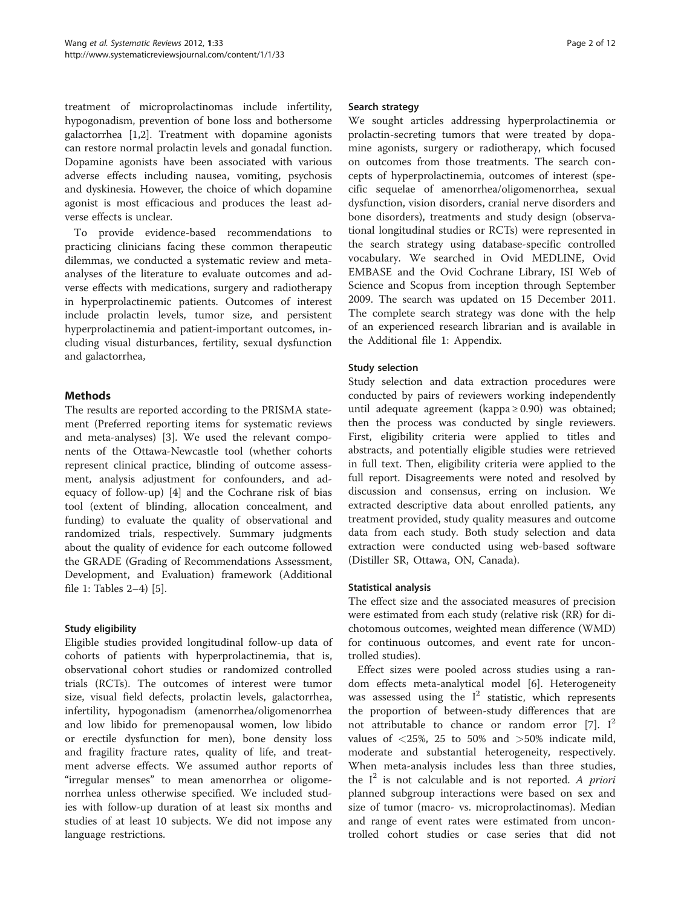treatment of microprolactinomas include infertility, hypogonadism, prevention of bone loss and bothersome galactorrhea [1,2]. Treatment with dopamine agonists can restore normal prolactin levels and gonadal function. Dopamine agonists have been associated with various adverse effects including nausea, vomiting, psychosis and dyskinesia. However, the choice of which dopamine agonist is most efficacious and produces the least adverse effects is unclear.

To provide evidence-based recommendations to practicing clinicians facing these common therapeutic dilemmas, we conducted a systematic review and meta-analyses of the literature to evaluate outcomes and adverse effects with medications, surgery and radiotherapy in hyperprolactinemic patients. Outcomes of interest include prolactin levels, tumor size, and persistent hyperprolactinemia and patient-important outcomes, including visual disturbances, fertility, sexual dysfunction and galactorrhea,

## Methods

The results are reported according to the PRISMA statement (Preferred reporting items for systematic reviews and meta-analyses) [3]. We used the relevant components of the Ottawa-Newcastle tool (whether cohorts represent clinical practice, blinding of outcome assessment, analysis adjustment for confounders, and adequacy of follow-up) [4] and the Cochrane risk of bias tool (extent of blinding, allocation concealment, and funding) to evaluate the quality of observational and randomized trials, respectively. Summary judgments about the quality of evidence for each outcome followed the GRADE (Grading of Recommendations Assessment, Development, and Evaluation) framework (Additional file 1: Tables 2–4) [5].

### Study eligibility

Eligible studies provided longitudinal follow-up data of cohorts of patients with hyperprolactinemia, that is, observational cohort studies or randomized controlled trials (RCTs). The outcomes of interest were tumor size, visual field defects, prolactin levels, galactorrhea, infertility, hypogonadism (amenorrhea/oligomenorrhea and low libido for premenopausal women, low libido or erectile dysfunction for men), bone density loss and fragility fracture rates, quality of life, and treatment adverse effects. We assumed author reports of "irregular menses" to mean amenorrhea or oligomenorrhea unless otherwise specified. We included studies with follow-up duration of at least six months and studies of at least 10 subjects. We did not impose any language restrictions.

### Search strategy

We sought articles addressing hyperprolactinemia or prolactin-secreting tumors that were treated by dopamine agonists, surgery or radiotherapy, which focused on outcomes from those treatments. The search concepts of hyperprolactinemia, outcomes of interest (specific sequelae of amenorrhea/oligomenorrhea, sexual dysfunction, vision disorders, cranial nerve disorders and bone disorders), treatments and study design (observational longitudinal studies or RCTs) were represented in the search strategy using database-specific controlled vocabulary. We searched in Ovid MEDLINE, Ovid EMBASE and the Ovid Cochrane Library, ISI Web of Science and Scopus from inception through September 2009. The search was updated on 15 December 2011. The complete search strategy was done with the help of an experienced research librarian and is available in the Additional file 1: Appendix.

### Study selection

Study selection and data extraction procedures were conducted by pairs of reviewers working independently until adequate agreement (kappa $\geq$ 0.90) was obtained; then the process was conducted by single reviewers. First, eligibility criteria were applied to titles and abstracts, and potentially eligible studies were retrieved in full text. Then, eligibility criteria were applied to the full report. Disagreements were noted and resolved by discussion and consensus, erring on inclusion. We extracted descriptive data about enrolled patients, any treatment provided, study quality measures and outcome data from each study. Both study selection and data extraction were conducted using web-based software (Distiller SR, Ottawa, ON, Canada).

### Statistical analysis

The effect size and the associated measures of precision were estimated from each study (relative risk (RR) for dichotomous outcomes, weighted mean difference (WMD) for continuous outcomes, and event rate for uncontrolled studies).

Effect sizes were pooled across studies using a random effects meta-analytical model [6]. Heterogeneity was assessed using the $I^2$ statistic, which represents the proportion of between-study differences that are not attributable to chance or random error [7]. $I^2$ values of <25%, 25 to 50% and >50% indicate mild, moderate and substantial heterogeneity, respectively. When meta-analysis includes less than three studies, the $I^2$ is not calculable and is not reported. *A priori* planned subgroup interactions were based on sex and size of tumor (macro- vs. microprolactinomas). Median and range of event rates were estimated from uncontrolled cohort studies or case series that did not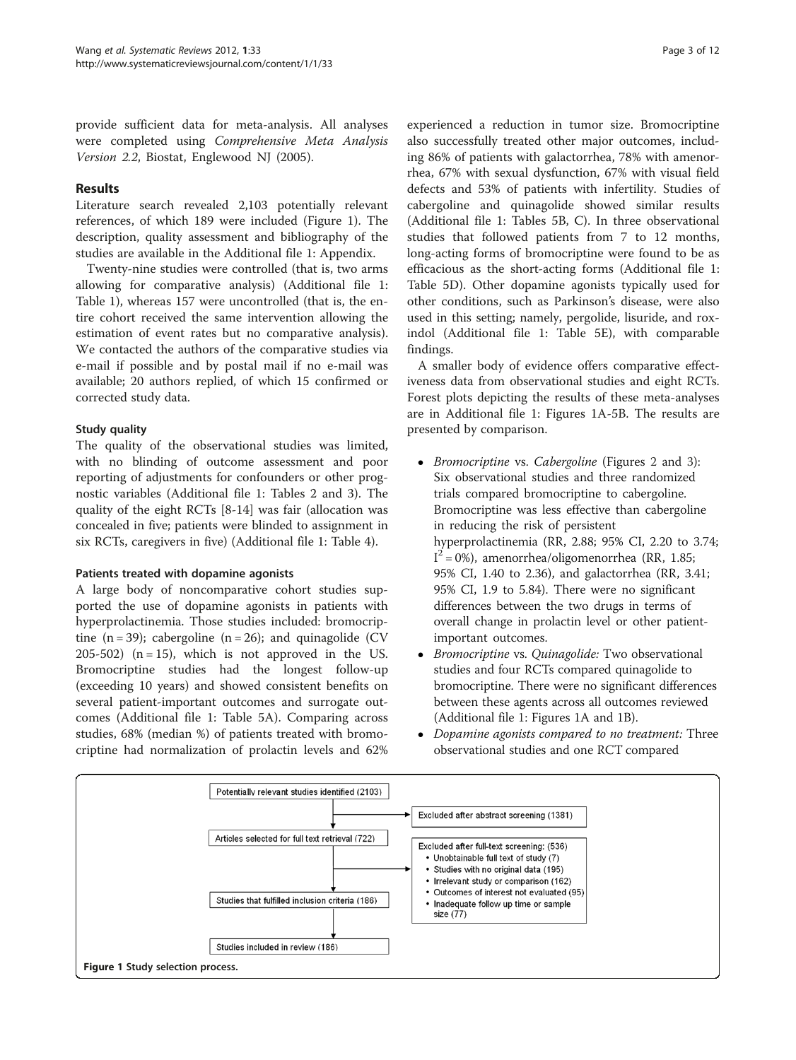provide sufficient data for meta-analysis. All analyses were completed using *Comprehensive Meta Analysis Version 2.2*, Biostat, Englewood NJ (2005).

## Results

Literature search revealed 2,103 potentially relevant references, of which 189 were included (Figure 1). The description, quality assessment and bibliography of the studies are available in the Additional file 1: Appendix.

Twenty-nine studies were controlled (that is, two arms allowing for comparative analysis) (Additional file 1: Table 1), whereas 157 were uncontrolled (that is, the entire cohort received the same intervention allowing the estimation of event rates but no comparative analysis). We contacted the authors of the comparative studies via e-mail if possible and by postal mail if no e-mail was available; 20 authors replied, of which 15 confirmed or corrected study data.

### Study quality

The quality of the observational studies was limited, with no blinding of outcome assessment and poor reporting of adjustments for confounders or other prognostic variables (Additional file 1: Tables 2 and 3). The quality of the eight RCTs [8-14] was fair (allocation was concealed in five; patients were blinded to assignment in six RCTs, caregivers in five) (Additional file 1: Table 4).

### Patients treated with dopamine agonists

A large body of noncomparative cohort studies supported the use of dopamine agonists in patients with hyperprolactinemia. Those studies included: bromocriptine (n = 39); cabergoline (n = 26); and quinagolide (CV 205-502) (n = 15), which is not approved in the US. Bromocriptine studies had the longest follow-up (exceeding 10 years) and showed consistent benefits on several patient-important outcomes and surrogate outcomes (Additional file 1: Table 5A). Comparing across studies, 68% (median %) of patients treated with bromocriptine had normalization of prolactin levels and 62% experienced a reduction in tumor size. Bromocriptine also successfully treated other major outcomes, including 86% of patients with galactorrhea, 78% with amenorrhea, 67% with sexual dysfunction, 67% with visual field defects and 53% of patients with infertility. Studies of cabergoline and quinagolide showed similar results (Additional file 1: Tables 5B, C). In three observational studies that followed patients from 7 to 12 months, long-acting forms of bromocriptine were found to be as efficacious as the short-acting forms (Additional file 1: Table 5D). Other dopamine agonists typically used for other conditions, such as Parkinson's disease, were also used in this setting; namely, pergolide, lisuride, and roxindol (Additional file 1: Table 5E), with comparable findings.

A smaller body of evidence offers comparative effectiveness data from observational studies and eight RCTs. Forest plots depicting the results of these meta-analyses are in Additional file 1: Figures 1A-5B. The results are presented by comparison.

- *Bromocriptine* vs. *Cabergoline* (Figures 2 and 3): Six observational studies and three randomized trials compared bromocriptine to cabergoline. Bromocriptine was less effective than cabergoline in reducing the risk of persistent hyperprolactinemia (RR, 2.88; 95% CI, 2.20 to 3.74; $I^2 = 0\%$), amenorrhea/oligomenorrhea (RR, 1.85; 95% CI, 1.40 to 2.36), and galactorrhea (RR, 3.41; 95% CI, 1.9 to 5.84). There were no significant differences between the two drugs in terms of overall change in prolactin level or other patient-important outcomes.
- *Bromocriptine* vs. *Quinagolide:* Two observational studies and four RCTs compared quinagolide to bromocriptine. There were no significant differences between these agents across all outcomes reviewed (Additional file 1: Figures 1A and 1B).
- *Dopamine agonists compared to no treatment:* Three observational studies and one RCT compared

| Step | Count | Exclusions |
|---|---|---|
| Potentially relevant studies identified | 2103 | Excluded after abstract screening (1381) |
| Articles selected for full text retrieval | 722 | Excluded after full-text screening: (536)<br>• Unobtainable full text of study (7)<br>• Studies with no original data (195)<br>• Irrelevant study or comparison (162)<br>• Outcomes of interest not evaluated (95)<br>• Inadequate follow up time or sample size (77) |
| Studies that fulfilled inclusion criteria | 186 | |
| Studies included in review | 186 | |

Figure 1 Study selection process.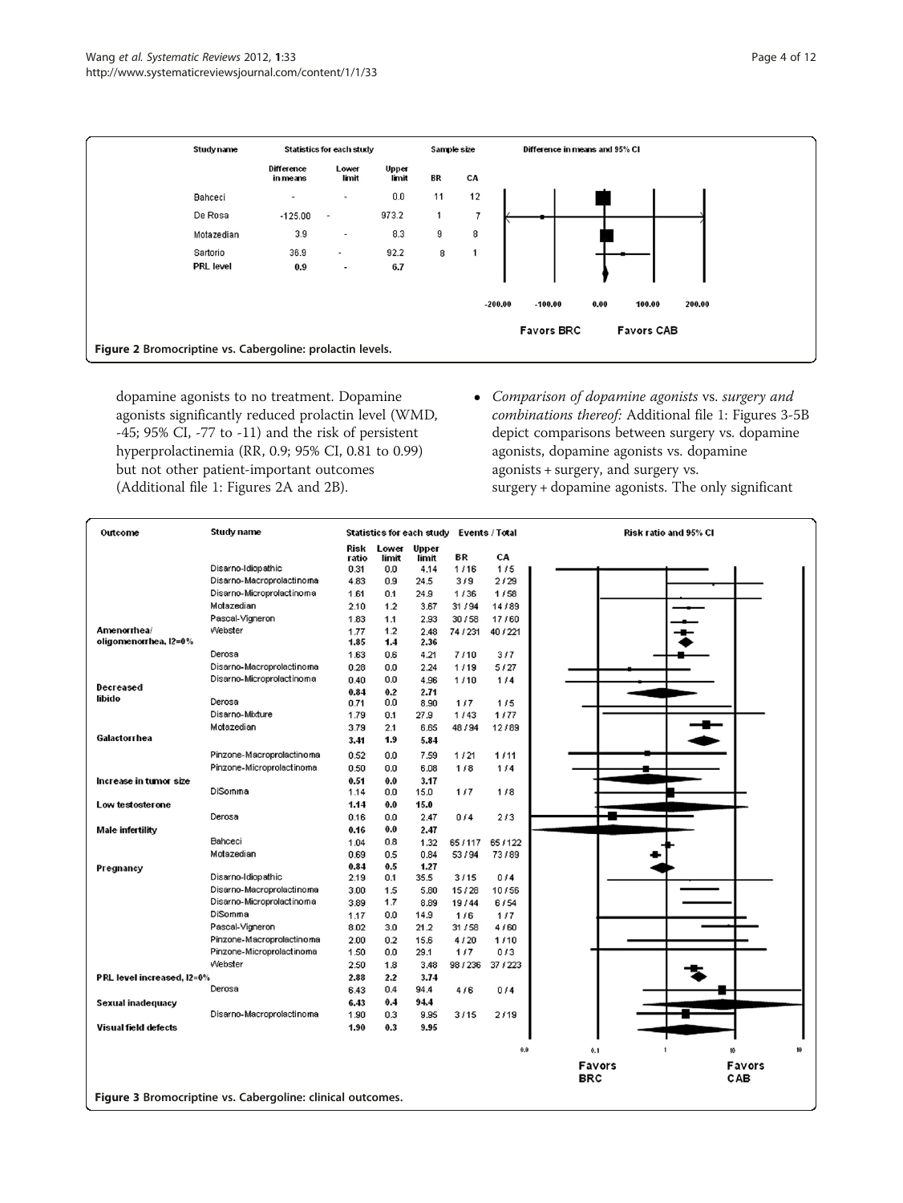| Study name | Difference in means | Lower limit | Upper limit | BR | CA |
|---|---|---|---|---|---|
| Bahceci | - | - | 0.0 | 11 | 12 |
| De Rosa | -125.00 | - | 973.2 | 1 | 7 |
| Motazedian | 3.9 | - | 8.3 | 9 | 8 |
| Sartorio | 36.9 | - | 92.2 | 8 | 1 |
| PRL level | 0.9 | - | 6.7 | | |

Figure 2 Bromocriptine vs. Cabergoline: prolactin levels.

dopamine agonists to no treatment. Dopamine agonists significantly reduced prolactin level (WMD, -45; 95% CI, -77 to -11) and the risk of persistent hyperprolactinemia (RR, 0.9; 95% CI, 0.81 to 0.99) but not other patient-important outcomes (Additional file 1: Figures 2A and 2B).

- *Comparison of dopamine agonists* vs. *surgery and combinations thereof:* Additional file 1: Figures 3-5B depict comparisons between surgery vs. dopamine agonists, dopamine agonists vs. dopamine agonists + surgery, and surgery vs. surgery + dopamine agonists. The only significant

| Outcome | Study name | Risk ratio | Lower limit | Upper limit | BR | CA |
|---|---|---|---|---|---|---|
| | Disarno-Idiopathic | 0.31 | 0.0 | 4.14 | 1 / 16 | 1 / 5 |
| | Disarno-Macroprolactinoma | 4.83 | 0.9 | 24.5 | 3 / 9 | 2 / 29 |
| | Disarno-Microprolactinoma | 1.61 | 0.1 | 24.9 | 1 / 36 | 1 / 58 |
| | Motazedian | 2.10 | 1.2 | 3.67 | 31 / 94 | 14 / 89 |
| | Pascal-Vigneron | 1.83 | 1.1 | 2.93 | 30 / 58 | 17 / 60 |
| | Webster | 1.77 | 1.2 | 2.48 | 74 / 231 | 40 / 221 |
| Amenorrhea/ oligomenorrhea, I2=0% | | 1.85 | 1.4 | 2.36 | | |
| | Derosa | 1.63 | 0.6 | 4.21 | 7 / 10 | 3 / 7 |
| | Disarno-Macroprolactinoma | 0.28 | 0.0 | 2.24 | 1 / 19 | 5 / 27 |
| | Disarno-Microprolactinoma | 0.40 | 0.0 | 4.96 | 1 / 10 | 1 / 4 |
| Decreased libido | | 0.84 | 0.2 | 2.71 | | |
| | Derosa | 0.71 | 0.0 | 8.90 | 1 / 7 | 1 / 5 |
| | Disarno-Mixture | 1.79 | 0.1 | 27.9 | 1 / 43 | 1 / 77 |
| | Motazedian | 3.79 | 2.1 | 6.65 | 48 / 94 | 12 / 89 |
| Galactorrhea | | 3.41 | 1.9 | 5.84 | | |
| | Pinzone-Macroprolactinoma | 0.52 | 0.0 | 7.59 | 1 / 21 | 1 / 11 |
| | Pinzone-Microprolactinoma | 0.50 | 0.0 | 6.08 | 1 / 8 | 1 / 4 |
| Increase in tumor size | | 0.51 | 0.0 | 3.17 | | |
| | DiSomma | 1.14 | 0.0 | 15.0 | 1 / 7 | 1 / 8 |
| Low testosterone | | 1.14 | 0.0 | 15.0 | | |
| | Derosa | 0.16 | 0.0 | 2.47 | 0 / 4 | 2 / 3 |
| Male infertility | | 0.16 | 0.0 | 2.47 | | |
| | Bahceci | 1.04 | 0.8 | 1.32 | 65 / 117 | 65 / 122 |
| | Motazedian | 0.69 | 0.5 | 0.84 | 53 / 94 | 73 / 89 |
| Pregnancy | | 0.84 | 0.5 | 1.27 | | |
| | Disarno-Idiopathic | 2.19 | 0.1 | 35.5 | 3 / 15 | 0 / 4 |
| | Disarno-Macroprolactinoma | 3.00 | 1.5 | 5.80 | 15 / 28 | 10 / 56 |
| | Disarno-Microprolactinoma | 3.89 | 1.7 | 8.89 | 19 / 44 | 6 / 54 |
| | DiSomma | 1.17 | 0.0 | 14.9 | 1 / 6 | 1 / 7 |
| | Pascal-Vigneron | 8.02 | 3.0 | 21.2 | 31 / 58 | 4 / 60 |
| | Pinzone-Macroprolactinoma | 2.00 | 0.2 | 15.6 | 4 / 20 | 1 / 10 |
| | Pinzone-Microprolactinoma | 1.50 | 0.0 | 29.1 | 1 / 7 | 0 / 3 |
| | Webster | 2.50 | 1.8 | 3.48 | 98 / 236 | 37 / 223 |
| PRL level increased, I2=0% | | 2.88 | 2.2 | 3.74 | | |
| | Derosa | 6.43 | 0.4 | 94.4 | 4 / 6 | 0 / 4 |
| Sexual inadequacy | | 6.43 | 0.4 | 94.4 | | |
| | Disarno-Macroprolactinoma | 1.90 | 0.3 | 9.95 | 3 / 15 | 2 / 19 |
| Visual field defects | | 1.90 | 0.3 | 9.95 | | |

Figure 3 Bromocriptine vs. Cabergoline: clinical outcomes.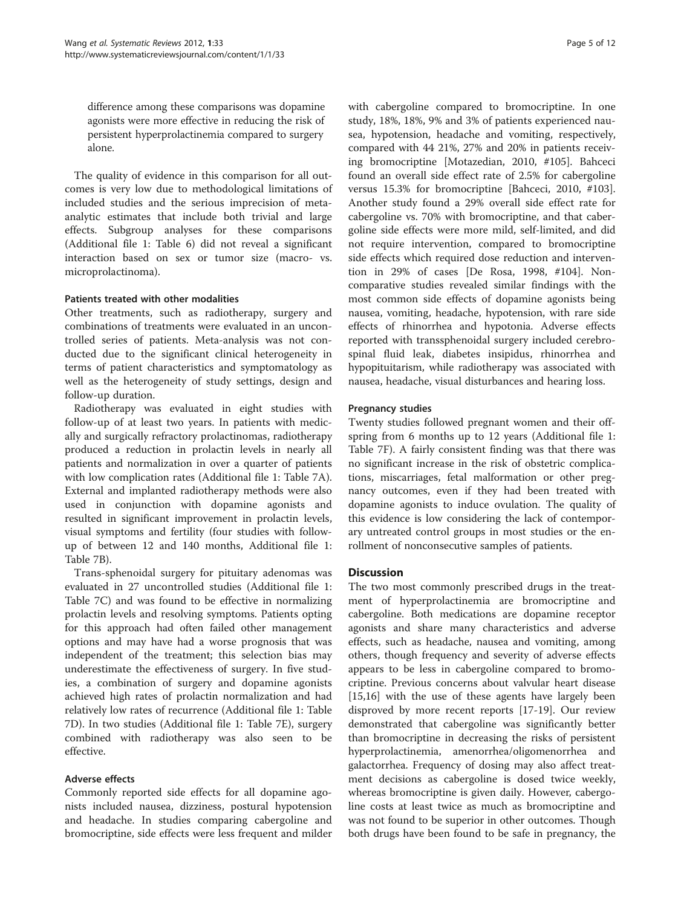difference among these comparisons was dopamine agonists were more effective in reducing the risk of persistent hyperprolactinemia compared to surgery alone.

The quality of evidence in this comparison for all outcomes is very low due to methodological limitations of included studies and the serious imprecision of meta-analytic estimates that include both trivial and large effects. Subgroup analyses for these comparisons (Additional file 1: Table 6) did not reveal a significant interaction based on sex or tumor size (macro- vs. microprolactinoma).

#### Patients treated with other modalities

Other treatments, such as radiotherapy, surgery and combinations of treatments were evaluated in an uncontrolled series of patients. Meta-analysis was not conducted due to the significant clinical heterogeneity in terms of patient characteristics and symptomatology as well as the heterogeneity of study settings, design and follow-up duration.

Radiotherapy was evaluated in eight studies with follow-up of at least two years. In patients with medically and surgically refractory prolactinomas, radiotherapy produced a reduction in prolactin levels in nearly all patients and normalization in over a quarter of patients with low complication rates (Additional file 1: Table 7A). External and implanted radiotherapy methods were also used in conjunction with dopamine agonists and resulted in significant improvement in prolactin levels, visual symptoms and fertility (four studies with follow-up of between 12 and 140 months, Additional file 1: Table 7B).

Trans-sphenoidal surgery for pituitary adenomas was evaluated in 27 uncontrolled studies (Additional file 1: Table 7C) and was found to be effective in normalizing prolactin levels and resolving symptoms. Patients opting for this approach had often failed other management options and may have had a worse prognosis that was independent of the treatment; this selection bias may underestimate the effectiveness of surgery. In five studies, a combination of surgery and dopamine agonists achieved high rates of prolactin normalization and had relatively low rates of recurrence (Additional file 1: Table 7D). In two studies (Additional file 1: Table 7E), surgery combined with radiotherapy was also seen to be effective.

#### Adverse effects

Commonly reported side effects for all dopamine agonists included nausea, dizziness, postural hypotension and headache. In studies comparing cabergoline and bromocriptine, side effects were less frequent and milder with cabergoline compared to bromocriptine. In one study, 18%, 18%, 9% and 3% of patients experienced nausea, hypotension, headache and vomiting, respectively, compared with 44 21%, 27% and 20% in patients receiving bromocriptine [Motazedian, 2010, #105]. Bahceci found an overall side effect rate of 2.5% for cabergoline versus 15.3% for bromocriptine [Bahceci, 2010, #103]. Another study found a 29% overall side effect rate for cabergoline vs. 70% with bromocriptine, and that cabergoline side effects were more mild, self-limited, and did not require intervention, compared to bromocriptine side effects which required dose reduction and intervention in 29% of cases [De Rosa, 1998, #104]. Non-comparative studies revealed similar findings with the most common side effects of dopamine agonists being nausea, vomiting, headache, hypotension, with rare side effects of rhinorrhea and hypotonia. Adverse effects reported with transsphenoidal surgery included cerebrospinal fluid leak, diabetes insipidus, rhinorrhea and hypopituitarism, while radiotherapy was associated with nausea, headache, visual disturbances and hearing loss.

#### Pregnancy studies

Twenty studies followed pregnant women and their offspring from 6 months up to 12 years (Additional file 1: Table 7F). A fairly consistent finding was that there was no significant increase in the risk of obstetric complications, miscarriages, fetal malformation or other pregnancy outcomes, even if they had been treated with dopamine agonists to induce ovulation. The quality of this evidence is low considering the lack of contemporary untreated control groups in most studies or the enrollment of nonconsecutive samples of patients.

## Discussion

The two most commonly prescribed drugs in the treatment of hyperprolactinemia are bromocriptine and cabergoline. Both medications are dopamine receptor agonists and share many characteristics and adverse effects, such as headache, nausea and vomiting, among others, though frequency and severity of adverse effects appears to be less in cabergoline compared to bromocriptine. Previous concerns about valvular heart disease [15,16] with the use of these agents have largely been disproved by more recent reports [17-19]. Our review demonstrated that cabergoline was significantly better than bromocriptine in decreasing the risks of persistent hyperprolactinemia, amenorrhea/oligomenorrhea and galactorrhea. Frequency of dosing may also affect treatment decisions as cabergoline is dosed twice weekly, whereas bromocriptine is given daily. However, cabergoline costs at least twice as much as bromocriptine and was not found to be superior in other outcomes. Though both drugs have been found to be safe in pregnancy, the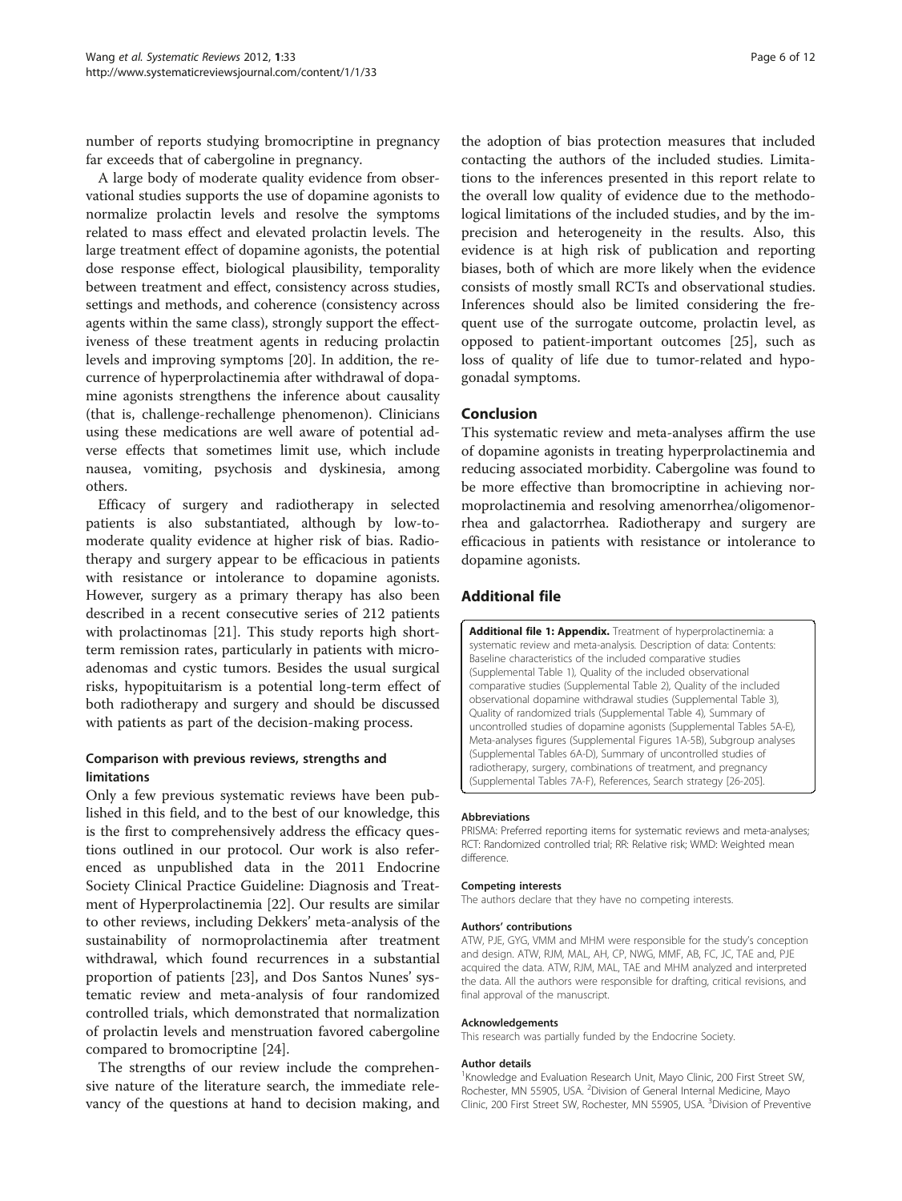number of reports studying bromocriptine in pregnancy far exceeds that of cabergoline in pregnancy.

A large body of moderate quality evidence from observational studies supports the use of dopamine agonists to normalize prolactin levels and resolve the symptoms related to mass effect and elevated prolactin levels. The large treatment effect of dopamine agonists, the potential dose response effect, biological plausibility, temporality between treatment and effect, consistency across studies, settings and methods, and coherence (consistency across agents within the same class), strongly support the effectiveness of these treatment agents in reducing prolactin levels and improving symptoms [20]. In addition, the recurrence of hyperprolactinemia after withdrawal of dopamine agonists strengthens the inference about causality (that is, challenge-rechallenge phenomenon). Clinicians using these medications are well aware of potential adverse effects that sometimes limit use, which include nausea, vomiting, psychosis and dyskinesia, among others.

Efficacy of surgery and radiotherapy in selected patients is also substantiated, although by low-to-moderate quality evidence at higher risk of bias. Radiotherapy and surgery appear to be efficacious in patients with resistance or intolerance to dopamine agonists. However, surgery as a primary therapy has also been described in a recent consecutive series of 212 patients with prolactinomas [21]. This study reports high short-term remission rates, particularly in patients with microadenomas and cystic tumors. Besides the usual surgical risks, hypopituitarism is a potential long-term effect of both radiotherapy and surgery and should be discussed with patients as part of the decision-making process.

### Comparison with previous reviews, strengths and limitations

Only a few previous systematic reviews have been published in this field, and to the best of our knowledge, this is the first to comprehensively address the efficacy questions outlined in our protocol. Our work is also referenced as unpublished data in the 2011 Endocrine Society Clinical Practice Guideline: Diagnosis and Treatment of Hyperprolactinemia [22]. Our results are similar to other reviews, including Dekkers' meta-analysis of the sustainability of normoprolactinemia after treatment withdrawal, which found recurrences in a substantial proportion of patients [23], and Dos Santos Nunes' systematic review and meta-analysis of four randomized controlled trials, which demonstrated that normalization of prolactin levels and menstruation favored cabergoline compared to bromocriptine [24].

The strengths of our review include the comprehensive nature of the literature search, the immediate relevancy of the questions at hand to decision making, and the adoption of bias protection measures that included contacting the authors of the included studies. Limitations to the inferences presented in this report relate to the overall low quality of evidence due to the methodological limitations of the included studies, and by the imprecision and heterogeneity in the results. Also, this evidence is at high risk of publication and reporting biases, both of which are more likely when the evidence consists of mostly small RCTs and observational studies. Inferences should also be limited considering the frequent use of the surrogate outcome, prolactin level, as opposed to patient-important outcomes [25], such as loss of quality of life due to tumor-related and hypogonadal symptoms.

## Conclusion

This systematic review and meta-analyses affirm the use of dopamine agonists in treating hyperprolactinemia and reducing associated morbidity. Cabergoline was found to be more effective than bromocriptine in achieving normoprolactinemia and resolving amenorrhea/oligomenorrhea and galactorrhea. Radiotherapy and surgery are efficacious in patients with resistance or intolerance to dopamine agonists.

## Additional file

**Additional file 1: Appendix.** Treatment of hyperprolactinemia: a systematic review and meta-analysis. Description of data: Contents: Baseline characteristics of the included comparative studies (Supplemental Table 1), Quality of the included observational comparative studies (Supplemental Table 2), Quality of the included observational dopamine withdrawal studies (Supplemental Table 3), Quality of randomized trials (Supplemental Table 4), Summary of uncontrolled studies of dopamine agonists (Supplemental Tables 5A-E), Meta-analyses figures (Supplemental Figures 1A-5B), Subgroup analyses (Supplemental Tables 6A-D), Summary of uncontrolled studies of radiotherapy, surgery, combinations of treatment, and pregnancy (Supplemental Tables 7A-F), References, Search strategy [26-205].

#### Abbreviations

PRISMA: Preferred reporting items for systematic reviews and meta-analyses; RCT: Randomized controlled trial; RR: Relative risk; WMD: Weighted mean difference.

#### Competing interests

The authors declare that they have no competing interests.

#### Authors' contributions

ATW, PJE, GYG, VMM and MHM were responsible for the study's conception and design. ATW, RJM, MAL, AH, CP, NWG, MMF, AB, FC, JC, TAE and, PJE acquired the data. ATW, RJM, MAL, TAE and MHM analyzed and interpreted the data. All the authors were responsible for drafting, critical revisions, and final approval of the manuscript.

#### Acknowledgements

This research was partially funded by the Endocrine Society.

#### Author details

[1]Knowledge and Evaluation Research Unit, Mayo Clinic, 200 First Street SW, Rochester, MN 55905, USA. [2]Division of General Internal Medicine, Mayo Clinic, 200 First Street SW, Rochester, MN 55905, USA. [3]Division of Preventive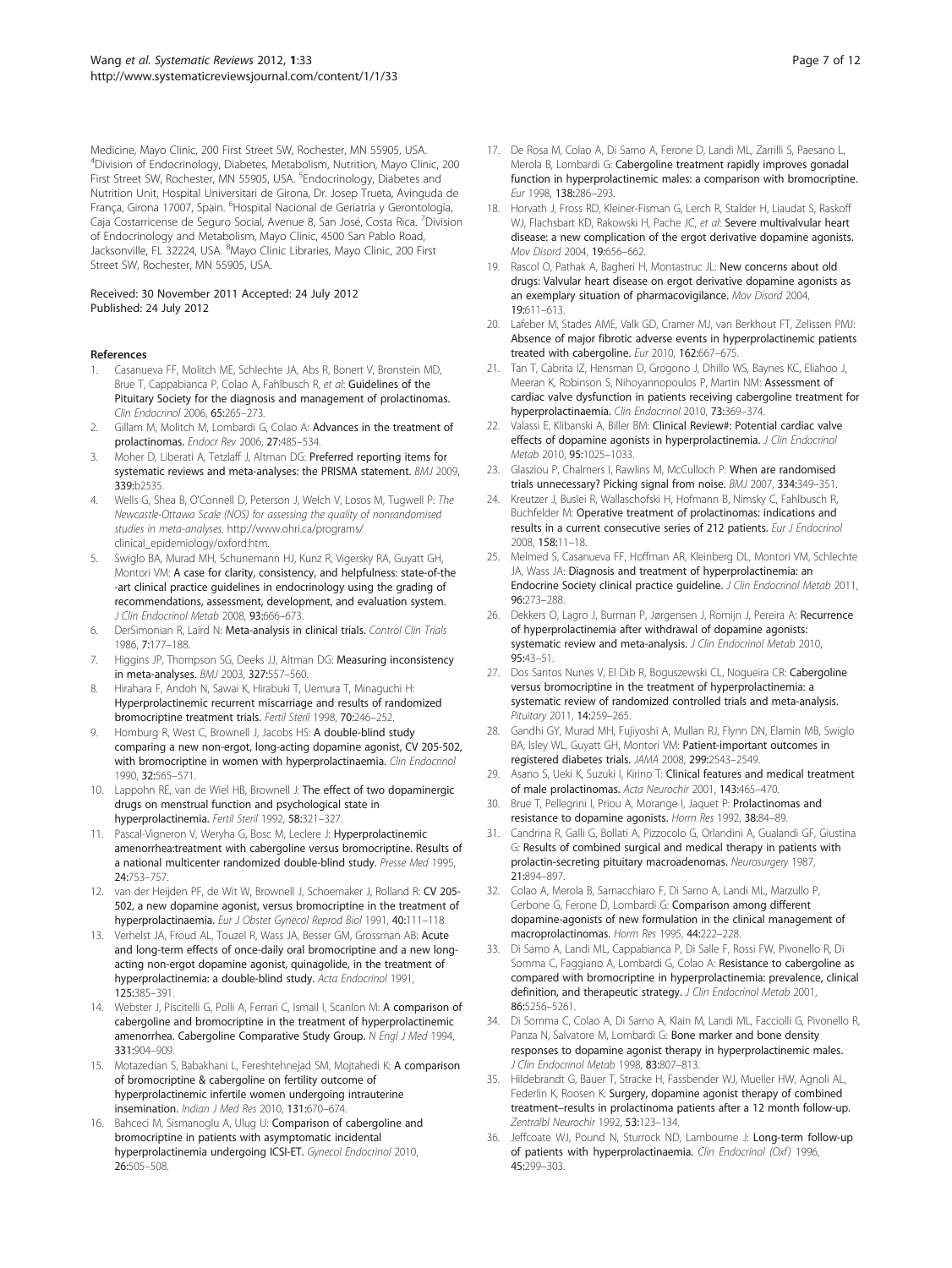Medicine, Mayo Clinic, 200 First Street SW, Rochester, MN 55905, USA. [4]Division of Endocrinology, Diabetes, Metabolism, Nutrition, Mayo Clinic, 200 First Street SW, Rochester, MN 55905, USA. [5]Endocrinology, Diabetes and Nutrition Unit, Hospital Universitari de Girona, Dr. Josep Trueta, Avinguda de França, Girona 17007, Spain. [6]Hospital Nacional de Geriatría y Gerontología, Caja Costarricense de Seguro Social, Avenue 8, San José, Costa Rica. [7]Division of Endocrinology and Metabolism, Mayo Clinic, 4500 San Pablo Road, Jacksonville, FL 32224, USA. [8]Mayo Clinic Libraries, Mayo Clinic, 200 First Street SW, Rochester, MN 55905, USA.

Received: 30 November 2011 Accepted: 24 July 2012
Published: 24 July 2012

## References

1. Casanueva FF, Molitch ME, Schlechte JA, Abs R, Bonert V, Bronstein MD, Brue T, Cappabianca P, Colao A, Fahlbusch R, *et al*: **Guidelines of the Pituitary Society for the diagnosis and management of prolactinomas.** *Clin Endocrinol* 2006, **65:**265–273.
2. Gillam M, Molitch M, Lombardi G, Colao A: **Advances in the treatment of prolactinomas.** *Endocr Rev* 2006, **27:**485–534.
3. Moher D, Liberati A, Tetzlaff J, Altman DG: **Preferred reporting items for systematic reviews and meta-analyses: the PRISMA statement.** *BMJ* 2009, **339:**b2535.
4. Wells G, Shea B, O'Connell D, Peterson J, Welch V, Losos M, Tugwell P: *The Newcastle-Ottawa Scale (NOS) for assessing the quality of nonrandomised studies in meta-analyses*. http://www.ohri.ca/programs/clinical_epidemiology/oxford.htm.
5. Swiglo BA, Murad MH, Schunemann HJ, Kunz R, Vigersky RA, Guyatt GH, Montori VM: **A case for clarity, consistency, and helpfulness: state-of-the -art clinical practice guidelines in endocrinology using the grading of recommendations, assessment, development, and evaluation system.** *J Clin Endocrinol Metab* 2008, **93:**666–673.
6. DerSimonian R, Laird N: **Meta-analysis in clinical trials.** *Control Clin Trials* 1986, **7:**177–188.
7. Higgins JP, Thompson SG, Deeks JJ, Altman DG: **Measuring inconsistency in meta-analyses.** *BMJ* 2003, **327:**557–560.
8. Hirahara F, Andoh N, Sawai K, Hirabuki T, Uemura T, Minaguchi H: **Hyperprolactinemic recurrent miscarriage and results of randomized bromocriptine treatment trials.** *Fertil Steril* 1998, **70:**246–252.
9. Homburg R, West C, Brownell J, Jacobs HS: **A double-blind study comparing a new non-ergot, long-acting dopamine agonist, CV 205-502, with bromocriptine in women with hyperprolactinaemia.** *Clin Endocrinol* 1990, **32:**565–571.
10. Lappohn RE, van de Wiel HB, Brownell J: **The effect of two dopaminergic drugs on menstrual function and psychological state in hyperprolactinemia.** *Fertil Steril* 1992, **58:**321–327.
11. Pascal-Vigneron V, Weryha G, Bosc M, Leclere J: **Hyperprolactinemic amenorrhea:treatment with cabergoline versus bromocriptine. Results of a national multicenter randomized double-blind study.** *Presse Med* 1995, **24:**753–757.
12. van der Heijden PF, de Wit W, Brownell J, Schoemaker J, Rolland R: **CV 205-502, a new dopamine agonist, versus bromocriptine in the treatment of hyperprolactinaemia.** *Eur J Obstet Gynecol Reprod Biol* 1991, **40:**111–118.
13. Verhelst JA, Froud AL, Touzel R, Wass JA, Besser GM, Grossman AB: **Acute and long-term effects of once-daily oral bromocriptine and a new long-acting non-ergot dopamine agonist, quinagolide, in the treatment of hyperprolactinemia: a double-blind study.** *Acta Endocrinol* 1991, **125:**385–391.
14. Webster J, Piscitelli G, Polli A, Ferrari C, Ismail I, Scanlon M: **A comparison of cabergoline and bromocriptine in the treatment of hyperprolactinemic amenorrhea. Cabergoline Comparative Study Group.** *N Engl J Med* 1994, **331:**904–909.
15. Motazedian S, Babakhani L, Fereshtehnejad SM, Mojtahedi K: **A comparison of bromocriptine & cabergoline on fertility outcome of hyperprolactinemic infertile women undergoing intrauterine insemination.** *Indian J Med Res* 2010, **131:**670–674.
16. Bahceci M, Sismanoglu A, Ulug U: **Comparison of cabergoline and bromocriptine in patients with asymptomatic incidental hyperprolactinemia undergoing ICSI-ET.** *Gynecol Endocrinol* 2010, **26:**505–508.
17. De Rosa M, Colao A, Di Sarno A, Ferone D, Landi ML, Zarrilli S, Paesano L, Merola B, Lombardi G: **Cabergoline treatment rapidly improves gonadal function in hyperprolactinemic males: a comparison with bromocriptine.** *Eur* 1998, **138:**286–293.
18. Horvath J, Fross RD, Kleiner-Fisman G, Lerch R, Stalder H, Liaudat S, Raskoff WJ, Flachsbart KD, Rakowski H, Pache JC, *et al*: **Severe multivalvular heart disease: a new complication of the ergot derivative dopamine agonists.** *Mov Disord* 2004, **19:**656–662.
19. Rascol O, Pathak A, Bagheri H, Montastruc JL: **New concerns about old drugs: Valvular heart disease on ergot derivative dopamine agonists as an exemplary situation of pharmacovigilance.** *Mov Disord* 2004, **19:**611–613.
20. Lafeber M, Stades AME, Valk GD, Cramer MJ, van Berkhout FT, Zelissen PMJ: **Absence of major fibrotic adverse events in hyperprolactinemic patients treated with cabergoline.** *Eur* 2010, **162:**667–675.
21. Tan T, Cabrita IZ, Hensman D, Grogono J, Dhillo WS, Baynes KC, Eliahoo J, Meeran K, Robinson S, Nihoyannopoulos P, Martin NM: **Assessment of cardiac valve dysfunction in patients receiving cabergoline treatment for hyperprolactinaemia.** *Clin Endocrinol* 2010, **73:**369–374.
22. Valassi E, Klibanski A, Biller BM: **Clinical Review#: Potential cardiac valve effects of dopamine agonists in hyperprolactinemia.** *J Clin Endocrinol Metab* 2010, **95:**1025–1033.
23. Glasziou P, Chalmers I, Rawlins M, McCulloch P: **When are randomised trials unnecessary? Picking signal from noise.** *BMJ* 2007, **334:**349–351.
24. Kreutzer J, Buslei R, Wallaschofski H, Hofmann B, Nimsky C, Fahlbusch R, Buchfelder M: **Operative treatment of prolactinomas: indications and results in a current consecutive series of 212 patients.** *Eur J Endocrinol* 2008, **158:**11–18.
25. Melmed S, Casanueva FF, Hoffman AR, Kleinberg DL, Montori VM, Schlechte JA, Wass JA: **Diagnosis and treatment of hyperprolactinemia: an Endocrine Society clinical practice guideline.** *J Clin Endocrinol Metab* 2011, **96:**273–288.
26. Dekkers O, Lagro J, Burman P, Jørgensen J, Romijn J, Pereira A: **Recurrence of hyperprolactinemia after withdrawal of dopamine agonists: systematic review and meta-analysis.** *J Clin Endocrinol Metab* 2010, **95:**43–51.
27. Dos Santos Nunes V, El Dib R, Boguszewski CL, Nogueira CR: **Cabergoline versus bromocriptine in the treatment of hyperprolactinemia: a systematic review of randomized controlled trials and meta-analysis.** *Pituitary* 2011, **14:**259–265.
28. Gandhi GY, Murad MH, Fujiyoshi A, Mullan RJ, Flynn DN, Elamin MB, Swiglo BA, Isley WL, Guyatt GH, Montori VM: **Patient-important outcomes in registered diabetes trials.** *JAMA* 2008, **299:**2543–2549.
29. Asano S, Ueki K, Suzuki I, Kirino T: **Clinical features and medical treatment of male prolactinomas.** *Acta Neurochir* 2001, **143:**465–470.
30. Brue T, Pellegrini I, Priou A, Morange I, Jaquet P: **Prolactinomas and resistance to dopamine agonists.** *Horm Res* 1992, **38:**84–89.
31. Candrina R, Galli G, Bollati A, Pizzocolo G, Orlandini A, Gualandi GF, Giustina G: **Results of combined surgical and medical therapy in patients with prolactin-secreting pituitary macroadenomas.** *Neurosurgery* 1987, **21:**894–897.
32. Colao A, Merola B, Sarnacchiaro F, Di Sarno A, Landi ML, Marzullo P, Cerbone G, Ferone D, Lombardi G: **Comparison among different dopamine-agonists of new formulation in the clinical management of macroprolactinomas.** *Horm Res* 1995, **44:**222–228.
33. Di Sarno A, Landi ML, Cappabianca P, Di Salle F, Rossi FW, Pivonello R, Di Somma C, Faggiano A, Lombardi G, Colao A: **Resistance to cabergoline as compared with bromocriptine in hyperprolactinemia: prevalence, clinical definition, and therapeutic strategy.** *J Clin Endocrinol Metab* 2001, **86:**5256–5261.
34. Di Somma C, Colao A, Di Sarno A, Klain M, Landi ML, Facciolli G, Pivonello R, Panza N, Salvatore M, Lombardi G: **Bone marker and bone density responses to dopamine agonist therapy in hyperprolactinemic males.** *J Clin Endocrinol Metab* 1998, **83:**807–813.
35. Hildebrandt G, Bauer T, Stracke H, Fassbender WJ, Mueller HW, Agnoli AL, Federlin K, Roosen K: **Surgery, dopamine agonist therapy of combined treatment–results in prolactinoma patients after a 12 month follow-up.** *Zentralbl Neurochir* 1992, **53:**123–134.
36. Jeffcoate WJ, Pound N, Sturrock ND, Lambourne J: **Long-term follow-up of patients with hyperprolactinaemia.** *Clin Endocrinol (Oxf)* 1996, **45:**299–303.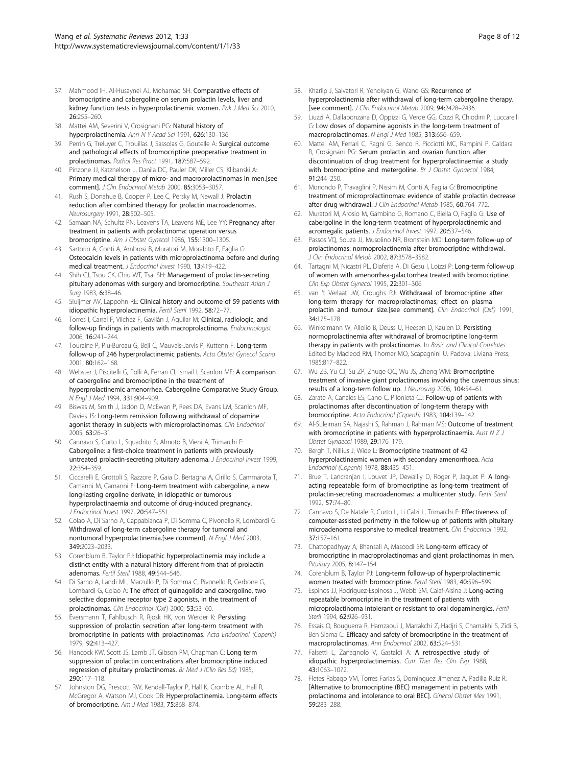37. Mahmood IH, Al-Husaynei AJ, Mohamad SH: **Comparative effects of bromocriptine and cabergoline on serum prolactin levels, liver and kidney function tests in hyperprolactinemic women.** *Pak J Med Sci* 2010, **26:**255–260.
38. Mattei AM, Severini V, Crosignani PG: **Natural history of hyperprolactinemia.** *Ann N Y Acad Sci* 1991, **626:**130–136.
39. Perrin G, Treluyer C, Trouillas J, Sassolas G, Goutelle A: **Surgical outcome and pathological effects of bromocriptine preoperative treatment in prolactinomas.** *Pathol Res Pract* 1991, **187:**587–592.
40. Pinzone JJ, Katznelson L, Danila DC, Pauler DK, Miller CS, Klibanski A: **Primary medical therapy of micro- and macroprolactinomas in men.[see comment].** *J Clin Endocrinol Metab* 2000, **85:**3053–3057.
41. Rush S, Donahue B, Cooper P, Lee C, Persky M, Newall J: **Prolactin reduction after combined therapy for prolactin macroadenomas.** *Neurosurgery* 1991, **28:**502–505.
42. Samaan NA, Schultz PN, Leavens TA, Leavens ME, Lee YY: **Pregnancy after treatment in patients with prolactinoma: operation versus bromocriptine.** *Am J Obstet Gynecol* 1986, **155:**1300–1305.
43. Sartorio A, Conti A, Ambrosi B, Muratori M, Morabito F, Faglia G: **Osteocalcin levels in patients with microprolactinoma before and during medical treatment.** *J Endocrinol Invest* 1990, **13:**419–422.
44. Shih CJ, Tsou CK, Chiu WT, Tsai SH: **Management of prolactin-secreting pituitary adenomas with surgery and bromocriptine.** *Southeast Asian J Surg* 1983, **6:**38–46.
45. Sluijmer AV, Lappohn RE: **Clinical history and outcome of 59 patients with idiopathic hyperprolactinemia.** *Fertil Steril* 1992, **58:**72–77.
46. Torres I, Carral F, Vilchez F, Gavilán J, Aguilar M: **Clinical, radiologic, and follow-up findings in patients with macroprolactinoma.** *Endocrinologist* 2006, **16:**241–244.
47. Touraine P, Plu-Bureau G, Beji C, Mauvais-Jarvis P, Kuttenn F: **Long-term follow-up of 246 hyperprolactinemic patients.** *Acta Obstet Gynecol Scand* 2001, **80:**162–168.
48. Webster J, Piscitelli G, Polli A, Ferrari CI, Ismail I, Scanlon MF: **A comparison of cabergoline and bromocriptine in the treatment of hyperprolactinemic amenorrhea. Cabergoline Comparative Study Group.** *N Engl J Med* 1994, **331:**904–909.
49. Biswas M, Smith J, Jadon D, McEwan P, Rees DA, Evans LM, Scanlon MF, Davies JS: **Long-term remission following withdrawal of dopamine agonist therapy in subjects with microprolactinomas.** *Clin Endocrinol* 2005, **63:**26–31.
50. Cannavo S, Curto L, Squadrito S, Almoto B, Vieni A, Trimarchi F: **Cabergoline: a first-choice treatment in patients with previously untreated prolactin-secreting pituitary adenoma.** *J Endocrinol Invest* 1999, **22:**354–359.
51. Ciccarelli E, Grottoli S, Razzore P, Gaia D, Bertagna A, Cirillo S, Cammarota T, Camanni M, Camanni F: **Long-term treatment with cabergoline, a new long-lasting ergoline derivate, in idiopathic or tumorous hyperprolactinaemia and outcome of drug-induced pregnancy.** *J Endocrinol Invest* 1997, **20:**547–551.
52. Colao A, Di Sarno A, Cappabianca P, Di Somma C, Pivonello R, Lombardi G: **Withdrawal of long-term cabergoline therapy for tumoral and nontumoral hyperprolactinemia.[see comment].** *N Engl J Med* 2003, **349:**2023–2033.
53. Corenblum B, Taylor PJ: **Idiopathic hyperprolactinemia may include a distinct entity with a natural history different from that of prolactin adenomas.** *Fertil Steril* 1988, **49:**544–546.
54. Di Sarno A, Landi ML, Marzullo P, Di Somma C, Pivonello R, Cerbone G, Lombardi G, Colao A: **The effect of quinagolide and cabergoline, two selective dopamine receptor type 2 agonists, in the treatment of prolactinomas.** *Clin Endocrinol (Oxf)* 2000, **53:**53–60.
55. Eversmann T, Fahlbusch R, Rjosk HK, von Werder K: **Persisting suppression of prolactin secretion after long-term treatment with bromocriptine in patients with prolactinomas.** *Acta Endocrinol (Copenh)* 1979, **92:**413–427.
56. Hancock KW, Scott JS, Lamb JT, Gibson RM, Chapman C: **Long term suppression of prolactin concentrations after bromocriptine induced regression of pituitary prolactinomas.** *Br Med J (Clin Res Ed)* 1985, **290:**117–118.
57. Johnston DG, Prescott RW, Kendall-Taylor P, Hall K, Crombie AL, Hall R, McGregor A, Watson MJ, Cook DB: **Hyperprolactinemia. Long-term effects of bromocriptine.** *Am J Med* 1983, **75:**868–874.
58. Kharlip J, Salvatori R, Yenokyan G, Wand GS: **Recurrence of hyperprolactinemia after withdrawal of long-term cabergoline therapy. [see comment].** *J Clin Endocrinol Metab* 2009, **94:**2428–2436.
59. Liuzzi A, Dallabonzana D, Oppizzi G, Verde GG, Cozzi R, Chiodini P, Luccarelli G: **Low doses of dopamine agonists in the long-term treatment of macroprolactinomas.** *N Engl J Med* 1985, **313:**656–659.
60. Mattei AM, Ferrari C, Ragni G, Benco R, Picciotti MC, Rampini P, Caldara R, Crosignani PG: **Serum prolactin and ovarian function after discontinuation of drug treatment for hyperprolactinaemia: a study with bromocriptine and metergoline.** *Br J Obstet Gynaecol* 1984, **91:**244–250.
61. Moriondo P, Travaglini P, Nissim M, Conti A, Faglia G: **Bromocriptine treatment of microprolactinomas: evidence of stable prolactin decrease after drug withdrawal.** *J Clin Endocrinol Metab* 1985, **60:**764–772.
62. Muratori M, Arosio M, Gambino G, Romano C, Biella O, Faglia G: **Use of cabergoline in the long-term treatment of hyperprolactinemic and acromegalic patients.** *J Endocrinol Invest* 1997, **20:**537–546.
63. Passos VQ, Souza JJ, Musolino NR, Bronstein MD: **Long-term follow-up of prolactinomas: normoprolactinemia after bromocriptine withdrawal.** *J Clin Endocrinol Metab* 2002, **87:**3578–3582.
64. Tartagni M, Nicastri PL, Diaferia A, Di Gesu I, Loizzi P: **Long-term follow-up of women with amenorrhea-galactorrhea treated with bromocriptine.** *Clin Exp Obstet Gynecol* 1995, **22:**301–306.
65. van 't Verlaat JW, Croughs RJ: **Withdrawal of bromocriptine after long-term therapy for macroprolactinomas; effect on plasma prolactin and tumour size.[see comment].** *Clin Endocrinol (Oxf)* 1991, **34:**175–178.
66. Winkelmann W, Allolio B, Deuss U, Heesen D, Kaulen D: **Persisting normoprolactinemia after withdrawal of bromocriptine long-term therapy in patients with prolactinomas.** In *Basic and Clinical Correlates*. Edited by Macleod RM, Thorner MO, Scapagnini U. Padova: Liviana Press; 1985:817–822.
67. Wu ZB, Yu CJ, Su ZP, Zhuge QC, Wu JS, Zheng WM: **Bromocriptine treatment of invasive giant prolactinomas involving the cavernous sinus: results of a long-term follow up.** *J Neurosurg* 2006, **104:**54–61.
68. Zarate A, Canales ES, Cano C, Pilonieta CJ: **Follow-up of patients with prolactinomas after discontinuation of long-term therapy with bromocriptine.** *Acta Endocrinol (Copenh)* 1983, **104:**139–142.
69. Al-Suleiman SA, Najashi S, Rahman J, Rahman MS: **Outcome of treatment with bromocriptine in patients with hyperprolactinaemia.** *Aust N Z J Obstet Gynaecol* 1989, **29:**176–179.
70. Bergh T, Nillius J, Wide L: **Bromocriptine treatment of 42 hyperprolactinaemic women with secondary amenorrhoea.** *Acta Endocrinol (Copenh)* 1978, **88:**435–451.
71. Brue T, Lancranjan I, Louvet JP, Dewailly D, Roger P, Jaquet P: **A long-acting repeatable form of bromocriptine as long-term treatment of prolactin-secreting macroadenomas: a multicenter study.** *Fertil Steril* 1992, **57:**74–80.
72. Cannavo S, De Natale R, Curto L, Li Calzi L, Trimarchi F: **Effectiveness of computer-assisted perimetry in the follow-up of patients with pituitary microadenoma responsive to medical treatment.** *Clin Endocrinol* 1992, **37:**157–161.
73. Chattopadhyay A, Bhansali A, Masoodi SR: **Long-term efficacy of bromocriptine in macroprolactinomas and giant prolactinomas in men.** *Pituitary* 2005, **8:**147–154.
74. Corenblum B, Taylor PJ: **Long-term follow-up of hyperprolactinemic women treated with bromocriptine.** *Fertil Steril* 1983, **40:**596–599.
75. Espinos JJ, Rodriguez-Espinosa J, Webb SM, Calaf-Alsina J: **Long-acting repeatable bromocriptine in the treatment of patients with microprolactinoma intolerant or resistant to oral dopaminergics.** *Fertil Steril* 1994, **62:**926–931.
76. Essais O, Bouguerra R, Hamzaoui J, Marrakchi Z, Hadjri S, Chamakhi S, Zidi B, Ben Slama C: **Efficacy and safety of bromocriptine in the treatment of macroprolactinomas.** *Ann Endocrinol* 2002, **63:**524–531.
77. Falsetti L, Zanagnolo V, Gastaldi A: **A retrospective study of idiopathic hyperprolactinemias.** *Curr Ther Res Clin Exp* 1988, **43:**1063–1072.
78. Fletes Rabago VM, Torres Farias S, Dominguez Jimenez A, Padilla Ruiz R: **[Alternative to bromocriptine (BEC) management in patients with prolactinoma and intolerance to oral BEC].** *Ginecol Obstet Mex* 1991, **59:**283–288.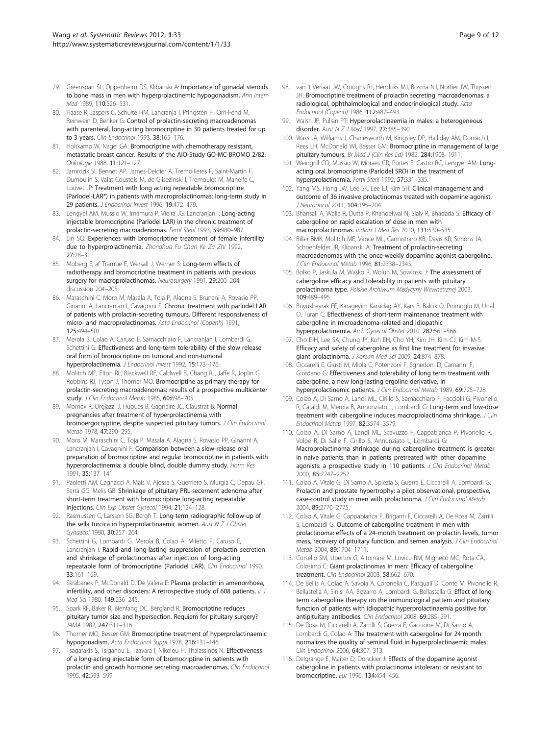79. Greenspan SL, Oppenheim DS, Klibanski A: **Importance of gonadal steroids to bone mass in men with hyperprolactinemic hypogonadism.** *Ann Intern Med* 1989, **110:**526–531.
80. Haase R, Jaspers C, Schulte HM, Lancranja I, Pfingsten H, Orri-Fend M, Reinwein D, Benker G: **Control of prolactin-secreting macroadenomas with parenteral, long-acting bromocriptine in 30 patients treated for up to 3 years.** *Clin Endocrinol* 1993, **38:**165–176.
81. Holtkamp W, Nagel GA: **Bromocriptine with chemotherapy resistant, metastatic breast cancer. Results of the AIO-Study GO-MC-BROMO 2/82.** *Onkologie* 1988, **11:**121–127.
82. Jamrozik SI, Bennet AP, James-Deidier A, Tremollieres F, Saint-Martin F, Dumoulin S, Valat-Coustols M, de Glisezinski I, Tremoulet M, Manelfe C, Louvet JP: **Treatment with long acting repeatable bromocriptine (Parlodel-LAR®) in patients with macroprolactinomas: long-term study in 29 patients.** *J Endocrinol Invest* 1996, **19:**472–479.
83. Lengyel AM, Mussio W, Imamura P, Vieira JG, Lancranjan I: **Long-acting injectable bromocriptine (Parlodel LAR) in the chronic treatment of prolactin-secreting macroadenomas.** *Fertil Steril* 1993, **59:**980–987.
84. Lin SQ: **Experiences with bromocriptine treatment of female infertility due to hyperprolactinemia.** *Zhonghua Fu Chan Ke Za Zhi* 1992, **27:**28–31.
85. Moberg E, af Trampe E, Wersall J, Werner S: **Long-term effects of radiotherapy and bromocriptine treatment in patients with previous surgery for macroprolactinomas.** *Neurosurgery* 1991, **29:**200–204. discussion 204–205.
86. Maraschini C, Moro M, Masala A, Toja P, Alagna S, Brunani A, Rovasio PP, Ginanni A, Lancranjan I, Cavagnini F: **Chronic treatment with parlodel LAR of patients with prolactin-secreting tumours. Different responsiveness of micro- and macroprolactinomas.** *Acta Endocrinol (Copenh)* 1991, **125:**494–501.
87. Merola B, Colao A, Caruso E, Sarnacchiaro F, Lancranjan I, Lombardi G, Schettini G: **Effectiveness and long-term tolerability of the slow release oral form of bromocriptine on tumoral and non-tumoral hyperprolactinemia.** *J Endocrinol Invest* 1992, **15:**173–176.
88. Molitch ME, Elton RL, Blackwell RE, Caldwell B, Chang RJ, Jaffe R, Joplin G, Robbins RJ, Tyson J, Thorner MO: **Bromocriptine as primary therapy for prolactin-secreting macroadenomas: results of a prospective multicenter study.** *J Clin Endocrinol Metab* 1985, **60:**698–705.
89. Mornex R, Orgiazzi J, Hugues B, Gagnaire JC, Claustrat B: **Normal pregnancies after treatment of hyperprolactinemia with bromoergocryptine, despite suspected pituitary tumors.** *J Clin Endocrinol Metab* 1978, **47:**290–295.
90. Moro M, Maraschini C, Toja P, Masala A, Alagna S, Rovasio PP, Ginanni A, Lancranjan I, Cavagnini F: **Comparison between a slow-release oral preparation of bromocriptine and regular bromocriptine in patients with hyperprolactinemia: a double blind, double dummy study.** *Horm Res* 1991, **35:**137–141.
91. Paoletti AM, Cagnacci A, Mais V, Ajossa S, Guerriero S, Murgia C, Depau GF, Serra GG, Melis GB: **Shrinkage of pituitary PRL-secernent adenoma after short-term treatment with bromocriptine long-acting repeatable injections.** *Clin Exp Obstet Gynecol* 1994, **21:**124–128.
92. Rasmussen C, Larsson SG, Bergh T: **Long-term radiographic follow-up of the sella turcica in hyperprolactinaemic women.** *Aust N Z J Obstet Gynaecol* 1990, **30:**257–264.
93. Schettini G, Lombardi G, Merola B, Colao A, Miletto P, Caruso E, Lancranjan I: **Rapid and long-lasting suppression of prolactin secretion and shrinkage of prolactinomas after injection of long-acting repeatable form of bromocriptine (Parlodel LAR).** *Clin Endocrinol* 1990, **33:**161–169.
94. Skrabanek P, McDonald D, De Valera E: **Plasma prolactin in amenorrhoea, infertility, and other disorders: A retrospective study of 608 patients.** *Ir J Med Sci* 1980, **149:**236–245.
95. Spark RF, Baker R, Bienfang DC, Bergland R: **Bromocriptine reduces pituitary tumor size and hypersection. Requiem for pituitary surgery?** *JAMA* 1982, **247:**311–316.
96. Thorner MO, Besser GM: **Bromocriptine treatment of hyperprolactinaemic hypogonadism.** *Acta Endocrinol Suppl* 1978, **216:**131–146.
97. Tsagarakis S, Tsiganou E, Tzavara I, Nikolou H, Thalassinos N: **Effectiveness of a long-acting injectable form of bromocriptine in patients with prolactin and growth hormone secreting macroadenomas.** *Clin Endocrinol* 1995, **42:**593–599.
98. van 't Verlaat JW, Croughs RJ, Hendriks MJ, Bosma NJ, Nortier JW, Thijssen JH: **Bromocriptine treatment of prolactin secreting macroadenomas: a radiological, ophthalmological and endocrinological study.** *Acta Endocrinol (Copenh)* 1986, **112:**487–493.
99. Walsh JP, Pullan PT: **Hyperprolactinaemia in males: a heterogeneous disorder.** *Aust N Z J Med* 1997, **27:**385–390.
100. Wass JA, Williams J, Charlesworth M, Kingsley DP, Halliday AM, Doniach I, Rees LH, McDonald WI, Besser GM: **Bromocriptine in management of large pituitary tumours.** *Br Med J (Clin Res Ed)* 1982, **284:**1908–1911.
101. Weingrill CO, Mussio W, Moraes CR, Portes E, Castro RC, Lengyel AM: **Long-acting oral bromocriptine (Parlodel SRO) in the treatment of hyperprolactinemia.** *Fertil Steril* 1992, **57:**331–335.
102. Yang MS, Hong JW, Lee SK, Lee EJ, Kim SH: **Clinical management and outcome of 36 invasive prolactinomas treated with dopamine agonist.** *J Neurooncol* 2011, **104:**195–204.
103. Bhansali A, Walia R, Dutta P, Khandelwal N, Sialy R, Bhadada S: **Efficacy of cabergoline on rapid escalation of dose in men with macroprolactinomas.** *Indian J Med Res* 2010, **131:**530–535.
104. Biller BMK, Molitch ME, Vance ML, Cannistraro KB, Davis KR, Simons JA, Schoenfelder JR, Klibanski A: **Treatment of prolactin-secreting macroadenomas with the once-weekly dopamine agonist cabergoline.** *J Clin Endocrinol Metab* 1996, **81:**2338–2343.
105. Bolko P, Jaskula M, Wasko R, Wolun M, Sowinski J: **The assessment of cabergoline efficacy and tolerability in patients with pituitary prolactinoma type.** *Polskie Archiwum Medycyny Wewnetrznej* 2003, **109:**489–495.
106. Buyukbayrak EE, Karageyim Karsidag AY, Kars B, Balcik O, Pirimoglu M, Unal O, Turan C: **Effectiveness of short-term maintenance treatment with cabergoline in microadenoma-related and idiopathic hyperprolactinemia.** *Arch Gynecol Obstet* 2010, **282:**561–566.
107. Cho E-H, Lee SA, Chung JY, Koh EH, Cho YH, Kim JH, Kim CJ, Kim M-S: **Efficacy and safety of cabergoline as first line treatment for invasive giant prolactinoma.** *J Korean Med Sci* 2009, **24:**874–878.
108. Ciccarelli E, Giusti M, Miola C, Potenzoni F, Sghedoni D, Camanni F, Giordano G: **Effectiveness and tolerability of long term treatment with cabergoline, a new long-lasting ergoline derivative, in hyperprolactinemic patients.** *J Clin Endocrinol Metab* 1989, **69:**725–728.
109. Colao A, Di Sarno A, Landi ML, Cirillo S, Sarnacchiaro F, Facciolli G, Pivonello R, Cataldi M, Merola B, Annunziato L, Lombardi G: **Long-term and low-dose treatment with cabergoline induces macroprolactinoma shrinkage.** *J Clin Endocrinol Metab* 1997, **82:**3574–3579.
110. Colao A, Di Sarno A, Landi ML, Scavuzzo F, Cappabianca P, Pivonello R, Volpe R, Di Salle F, Cirillo S, Annunziato L, Lombardi G: **Macroprolactinoma shrinkage during cabergoline treatment is greater in naive patients than in patients pretreated with other dopamine agonists: a prospective study in 110 patients.** *J Clin Endocrinol Metab* 2000, **85:**2247–2252.
111. Colao A, Vitale G, Di Sarno A, Spiezia S, Guerra E, Ciccarelli A, Lombardi G: **Prolactin and prostate hypertrophy: a pilot observational, prospective, case-control study in men with prolactinoma.** *J Clin Endocrinol Metab* 2004, **89:**2770–2775.
112. Colao A, Vitale G, Cappabianca P, Briganti F, Ciccarelli A, De Rosa M, Zarrilli S, Lombardi G: **Outcome of cabergoline treatment in men with prolactinoma: effects of a 24-month treatment on prolactin levels, tumor mass, recovery of pituitary function, and semen analysis.** *J Clin Endocrinol Metab* 2004, **89:**1704–1711.
113. Corsello SM, Ubertini G, Altomare M, Lovicu RM, Migneco MG, Rota CA, Colosimo C: **Giant prolactinomas in men: Efficacy of cabergoline treatment.** *Clin Endocrinol* 2003, **58:**662–670.
114. De Bellis A, Colao A, Savoia A, Coronella C, Pasquali D, Conte M, Pivonello R, Bellastella A, Sinisi AA, Bizzarro A, Lombardi G, Bellastella G: **Effect of long-term cabergoline therapy on the immunological pattern and pituitary function of patients with idiopathic hyperprolactinaemia positive for antipituitary antibodies.** *Clin Endocrinol* 2008, **69:**285–291.
115. De Rosa M, Ciccarelli A, Zarrilli S, Guerra E, Gaccione M, Di Sarno A, Lombardi G, Colao A: **The treatment with cabergoline for 24 month normalizes the quality of seminal fluid in hyperprolactinaemic males.** *Clin Endocrinol* 2006, **64:**307–313.
116. Delgrange E, Maiter D, Donckier J: **Effects of the dopamine agonist cabergoline in patients with prolactinoma intolerant or resistant to bromocriptine.** *Eur* 1996, **134:**454–456.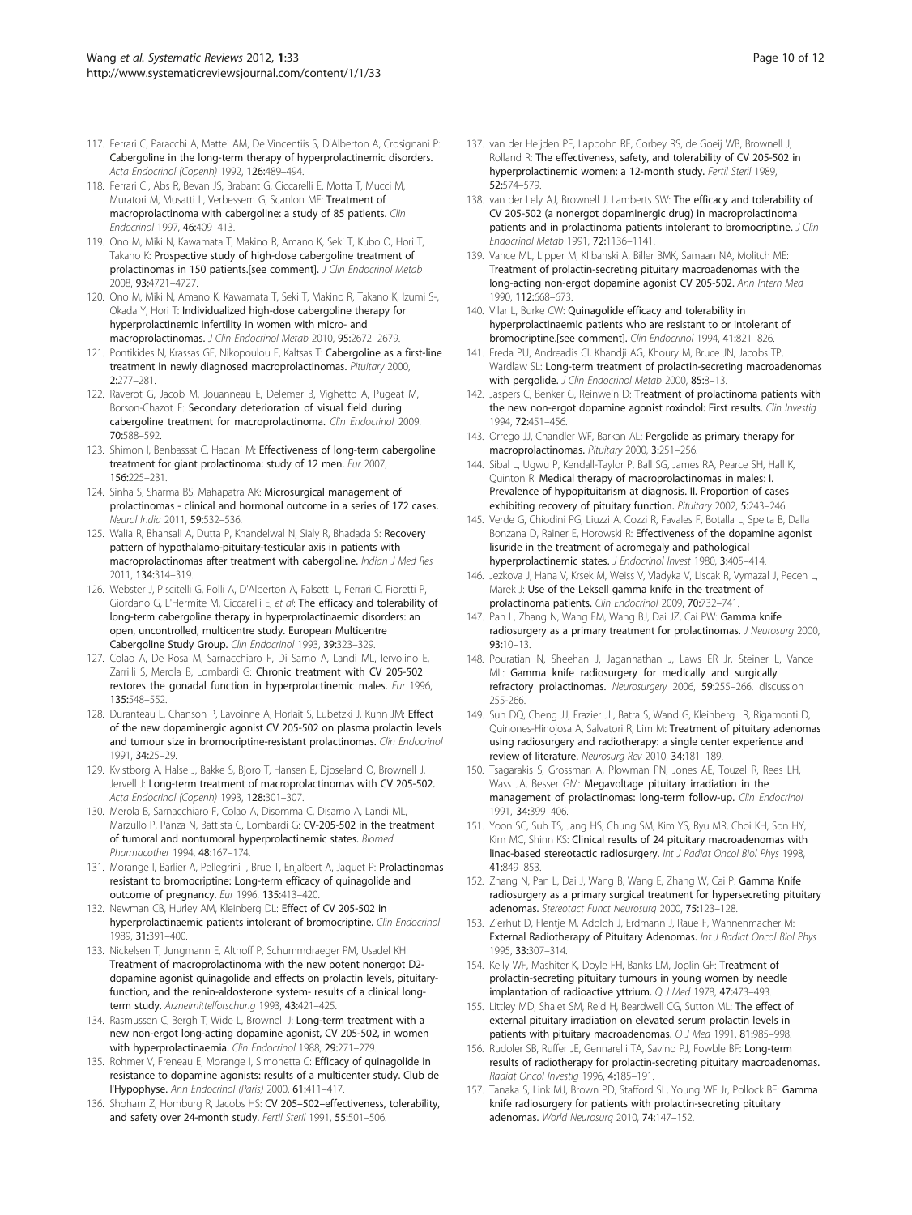117. Ferrari C, Paracchi A, Mattei AM, De Vincentiis S, D'Alberton A, Crosignani P: **Cabergoline in the long-term therapy of hyperprolactinemic disorders.** *Acta Endocrinol (Copenh)* 1992, **126:**489–494.
118. Ferrari CI, Abs R, Bevan JS, Brabant G, Ciccarelli E, Motta T, Mucci M, Muratori M, Musatti L, Verbessem G, Scanlon MF: **Treatment of macroprolactinoma with cabergoline: a study of 85 patients.** *Clin Endocrinol* 1997, **46:**409–413.
119. Ono M, Miki N, Kawamata T, Makino R, Amano K, Seki T, Kubo O, Hori T, Takano K: **Prospective study of high-dose cabergoline treatment of prolactinomas in 150 patients.[see comment].** *J Clin Endocrinol Metab* 2008, **93:**4721–4727.
120. Ono M, Miki N, Amano K, Kawamata T, Seki T, Makino R, Takano K, Izumi S-, Okada Y, Hori T: **Individualized high-dose cabergoline therapy for hyperprolactinemic infertility in women with micro- and macroprolactinomas.** *J Clin Endocrinol Metab* 2010, **95:**2672–2679.
121. Pontikides N, Krassas GE, Nikopoulou E, Kaltsas T: **Cabergoline as a first-line treatment in newly diagnosed macroprolactinomas.** *Pituitary* 2000, **2:**277–281.
122. Raverot G, Jacob M, Jouanneau E, Delemer B, Vighetto A, Pugeat M, Borson-Chazot F: **Secondary deterioration of visual field during cabergoline treatment for macroprolactinoma.** *Clin Endocrinol* 2009, **70:**588–592.
123. Shimon I, Benbassat C, Hadani M: **Effectiveness of long-term cabergoline treatment for giant prolactinoma: study of 12 men.** *Eur* 2007, **156:**225–231.
124. Sinha S, Sharma BS, Mahapatra AK: **Microsurgical management of prolactinomas - clinical and hormonal outcome in a series of 172 cases.** *Neurol India* 2011, **59:**532–536.
125. Walia R, Bhansali A, Dutta P, Khandelwal N, Sialy R, Bhadada S: **Recovery pattern of hypothalamo-pituitary-testicular axis in patients with macroprolactinomas after treatment with cabergoline.** *Indian J Med Res* 2011, **134:**314–319.
126. Webster J, Piscitelli G, Polli A, D'Alberton A, Falsetti L, Ferrari C, Fioretti P, Giordano G, L'Hermite M, Ciccarelli E, *et al*: **The efficacy and tolerability of long-term cabergoline therapy in hyperprolactinaemic disorders: an open, uncontrolled, multicentre study. European Multicentre Cabergoline Study Group.** *Clin Endocrinol* 1993, **39:**323–329.
127. Colao A, De Rosa M, Sarnacchiaro F, Di Sarno A, Landi ML, Iervolino E, Zarrilli S, Merola B, Lombardi G: **Chronic treatment with CV 205-502 restores the gonadal function in hyperprolactinemic males.** *Eur* 1996, **135:**548–552.
128. Duranteau L, Chanson P, Lavoinne A, Horlait S, Lubetzki J, Kuhn JM: **Effect of the new dopaminergic agonist CV 205-502 on plasma prolactin levels and tumour size in bromocriptine-resistant prolactinomas.** *Clin Endocrinol* 1991, **34:**25–29.
129. Kvistborg A, Halse J, Bakke S, Bjoro T, Hansen E, Djoseland O, Brownell J, Jervell J: **Long-term treatment of macroprolactinomas with CV 205-502.** *Acta Endocrinol (Copenh)* 1993, **128:**301–307.
130. Merola B, Sarnacchiaro F, Colao A, Disomma C, Disarno A, Landi ML, Marzullo P, Panza N, Battista C, Lombardi G: **CV-205-502 in the treatment of tumoral and nontumoral hyperprolactinemic states.** *Biomed Pharmacother* 1994, **48:**167–174.
131. Morange I, Barlier A, Pellegrini I, Brue T, Enjalbert A, Jaquet P: **Prolactinomas resistant to bromocriptine: Long-term efficacy of quinagolide and outcome of pregnancy.** *Eur* 1996, **135:**413–420.
132. Newman CB, Hurley AM, Kleinberg DL: **Effect of CV 205-502 in hyperprolactinaemic patients intolerant of bromocriptine.** *Clin Endocrinol* 1989, **31:**391–400.
133. Nickelsen T, Jungmann E, Althoff P, Schummdraeger PM, Usadel KH: **Treatment of macroprolactinoma with the new potent nonergot D2-dopamine agonist quinagolide and effects on prolactin levels, pituitary-function, and the renin-aldosterone system- results of a clinical long-term study.** *Arzneimittelforschung* 1993, **43:**421–425.
134. Rasmussen C, Bergh T, Wide L, Brownell J: **Long-term treatment with a new non-ergot long-acting dopamine agonist, CV 205-502, in women with hyperprolactinaemia.** *Clin Endocrinol* 1988, **29:**271–279.
135. Rohmer V, Freneau E, Morange I, Simonetta C: **Efficacy of quinagolide in resistance to dopamine agonists: results of a multicenter study. Club de l'Hypophyse.** *Ann Endocrinol (Paris)* 2000, **61:**411–417.
136. Shoham Z, Homburg R, Jacobs HS: **CV 205–502–effectiveness, tolerability, and safety over 24-month study.** *Fertil Steril* 1991, **55:**501–506.
137. van der Heijden PF, Lappohn RE, Corbey RS, de Goeij WB, Brownell J, Rolland R: **The effectiveness, safety, and tolerability of CV 205-502 in hyperprolactinemic women: a 12-month study.** *Fertil Steril* 1989, **52:**574–579.
138. van der Lely AJ, Brownell J, Lamberts SW: **The efficacy and tolerability of CV 205-502 (a nonergot dopaminergic drug) in macroprolactinoma patients and in prolactinoma patients intolerant to bromocriptine.** *J Clin Endocrinol Metab* 1991, **72:**1136–1141.
139. Vance ML, Lipper M, Klibanski A, Biller BMK, Samaan NA, Molitch ME: **Treatment of prolactin-secreting pituitary macroadenomas with the long-acting non-ergot dopamine agonist CV 205-502.** *Ann Intern Med* 1990, **112:**668–673.
140. Vilar L, Burke CW: **Quinagolide efficacy and tolerability in hyperprolactinaemic patients who are resistant to or intolerant of bromocriptine.[see comment].** *Clin Endocrinol* 1994, **41:**821–826.
141. Freda PU, Andreadis CI, Khandji AG, Khoury M, Bruce JN, Jacobs TP, Wardlaw SL: **Long-term treatment of prolactin-secreting macroadenomas with pergolide.** *J Clin Endocrinol Metab* 2000, **85:**8–13.
142. Jaspers C, Benker G, Reinwein D: **Treatment of prolactinoma patients with the new non-ergot dopamine agonist roxindol: First results.** *Clin Investig* 1994, **72:**451–456.
143. Orrego JJ, Chandler WF, Barkan AL: **Pergolide as primary therapy for macroprolactinomas.** *Pituitary* 2000, **3:**251–256.
144. Sibal L, Ugwu P, Kendall-Taylor P, Ball SG, James RA, Pearce SH, Hall K, Quinton R: **Medical therapy of macroprolactinomas in males: I. Prevalence of hypopituitarism at diagnosis. II. Proportion of cases exhibiting recovery of pituitary function.** *Pituitary* 2002, **5:**243–246.
145. Verde G, Chiodini PG, Liuzzi A, Cozzi R, Favales F, Botalla L, Spelta B, Dalla Bonzana D, Rainer E, Horowski R: **Effectiveness of the dopamine agonist lisuride in the treatment of acromegaly and pathological hyperprolactinemic states.** *J Endocrinol Invest* 1980, **3:**405–414.
146. Jezkova J, Hana V, Krsek M, Weiss V, Vladyka V, Liscak R, Vymazal J, Pecen L, Marek J: **Use of the Leksell gamma knife in the treatment of prolactinoma patients.** *Clin Endocrinol* 2009, **70:**732–741.
147. Pan L, Zhang N, Wang EM, Wang BJ, Dai JZ, Cai PW: **Gamma knife radiosurgery as a primary treatment for prolactinomas.** *J Neurosurg* 2000, **93:**10–13.
148. Pouratian N, Sheehan J, Jagannathan J, Laws ER Jr, Steiner L, Vance ML: **Gamma knife radiosurgery for medically and surgically refractory prolactinomas.** *Neurosurgery* 2006, **59:**255–266. discussion 255-266.
149. Sun DQ, Cheng JJ, Frazier JL, Batra S, Wand G, Kleinberg LR, Rigamonti D, Quinones-Hinojosa A, Salvatori R, Lim M: **Treatment of pituitary adenomas using radiosurgery and radiotherapy: a single center experience and review of literature.** *Neurosurg Rev* 2010, **34:**181–189.
150. Tsagarakis S, Grossman A, Plowman PN, Jones AE, Touzel R, Rees LH, Wass JA, Besser GM: **Megavoltage pituitary irradiation in the management of prolactinomas: long-term follow-up.** *Clin Endocrinol* 1991, **34:**399–406.
151. Yoon SC, Suh TS, Jang HS, Chung SM, Kim YS, Ryu MR, Choi KH, Son HY, Kim MC, Shinn KS: **Clinical results of 24 pituitary macroadenomas with linac-based stereotactic radiosurgery.** *Int J Radiat Oncol Biol Phys* 1998, **41:**849–853.
152. Zhang N, Pan L, Dai J, Wang B, Wang E, Zhang W, Cai P: **Gamma Knife radiosurgery as a primary surgical treatment for hypersecreting pituitary adenomas.** *Stereotact Funct Neurosurg* 2000, **75:**123–128.
153. Zierhut D, Flentje M, Adolph J, Erdmann J, Raue F, Wannenmacher M: **External Radiotherapy of Pituitary Adenomas.** *Int J Radiat Oncol Biol Phys* 1995, **33:**307–314.
154. Kelly WF, Mashiter K, Doyle FH, Banks LM, Joplin GF: **Treatment of prolactin-secreting pituitary tumours in young women by needle implantation of radioactive yttrium.** *Q J Med* 1978, **47:**473–493.
155. Littley MD, Shalet SM, Reid H, Beardwell CG, Sutton ML: **The effect of external pituitary irradiation on elevated serum prolactin levels in patients with pituitary macroadenomas.** *Q J Med* 1991, **81:**985–998.
156. Rudoler SB, Ruffer JE, Gennarelli TA, Savino PJ, Fowble BF: **Long-term results of radiotherapy for prolactin-secreting pituitary macroadenomas.** *Radiat Oncol Investig* 1996, **4:**185–191.
157. Tanaka S, Link MJ, Brown PD, Stafford SL, Young WF Jr, Pollock BE: **Gamma knife radiosurgery for patients with prolactin-secreting pituitary adenomas.** *World Neurosurg* 2010, **74:**147–152.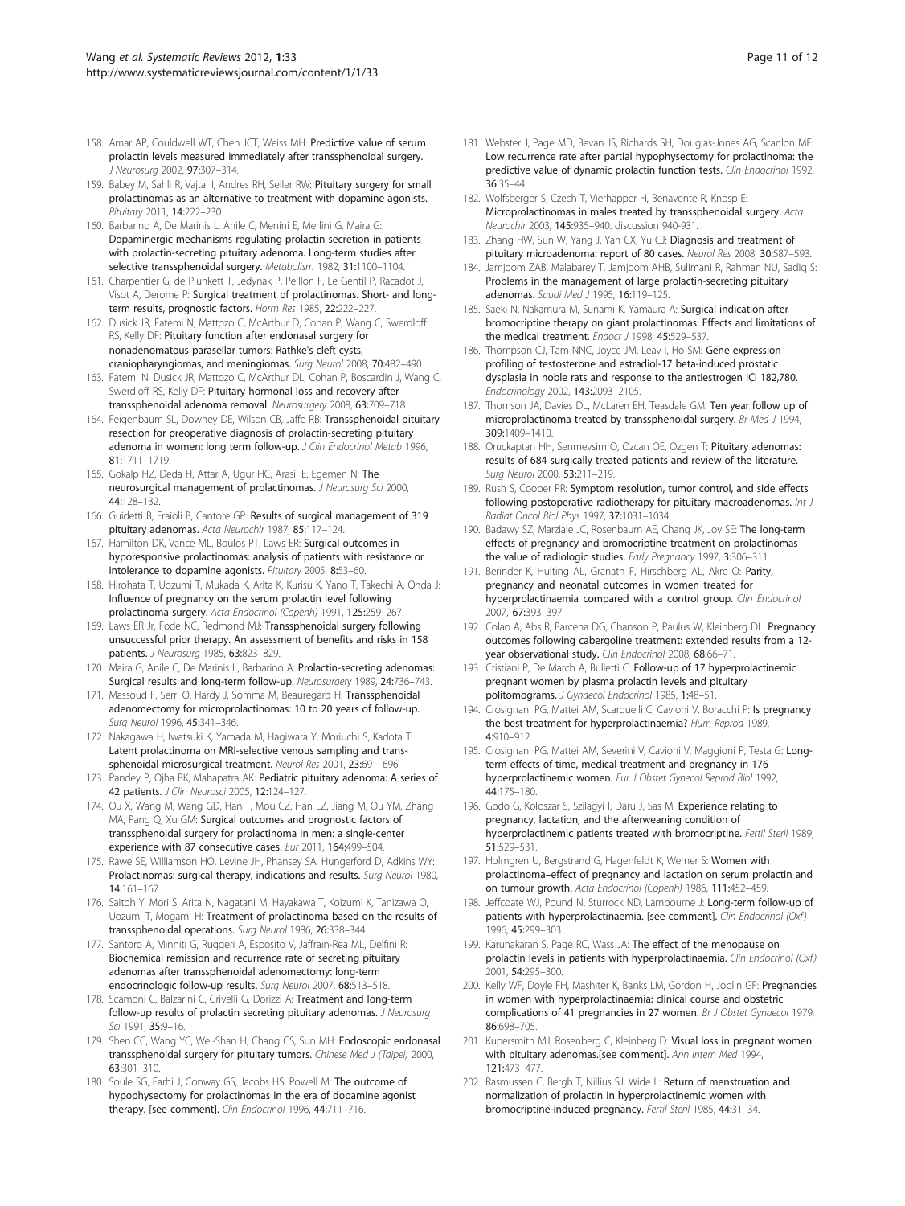158. Amar AP, Couldwell WT, Chen JCT, Weiss MH: **Predictive value of serum prolactin levels measured immediately after transsphenoidal surgery.** *J Neurosurg* 2002, **97:**307–314.
159. Babey M, Sahli R, Vajtai I, Andres RH, Seiler RW: **Pituitary surgery for small prolactinomas as an alternative to treatment with dopamine agonists.** *Pituitary* 2011, **14:**222–230.
160. Barbarino A, De Marinis L, Anile C, Menini E, Merlini G, Maira G: **Dopaminergic mechanisms regulating prolactin secretion in patients with prolactin-secreting pituitary adenoma. Long-term studies after selective transsphenoidal surgery.** *Metabolism* 1982, **31:**1100–1104.
161. Charpentier G, de Plunkett T, Jedynak P, Peillon F, Le Gentil P, Racadot J, Visot A, Derome P: **Surgical treatment of prolactinomas. Short- and long-term results, prognostic factors.** *Horm Res* 1985, **22:**222–227.
162. Dusick JR, Fatemi N, Mattozo C, McArthur D, Cohan P, Wang C, Swerdloff RS, Kelly DF: **Pituitary function after endonasal surgery for nonadenomatous parasellar tumors: Rathke's cleft cysts, craniopharyngiomas, and meningiomas.** *Surg Neurol* 2008, **70:**482–490.
163. Fatemi N, Dusick JR, Mattozo C, McArthur DL, Cohan P, Boscardin J, Wang C, Swerdloff RS, Kelly DF: **Pituitary hormonal loss and recovery after transsphenoidal adenoma removal.** *Neurosurgery* 2008, **63:**709–718.
164. Feigenbaum SL, Downey DE, Wilson CB, Jaffe RB: **Transsphenoidal pituitary resection for preoperative diagnosis of prolactin-secreting pituitary adenoma in women: long term follow-up.** *J Clin Endocrinol Metab* 1996, **81:**1711–1719.
165. Gokalp HZ, Deda H, Attar A, Ugur HC, Arasil E, Egemen N: **The neurosurgical management of prolactinomas.** *J Neurosurg Sci* 2000, **44:**128–132.
166. Guidetti B, Fraioli B, Cantore GP: **Results of surgical management of 319 pituitary adenomas.** *Acta Neurochir* 1987, **85:**117–124.
167. Hamilton DK, Vance ML, Boulos PT, Laws ER: **Surgical outcomes in hyporesponsive prolactinomas: analysis of patients with resistance or intolerance to dopamine agonists.** *Pituitary* 2005, **8:**53–60.
168. Hirohata T, Uozumi T, Mukada K, Arita K, Kurisu K, Yano T, Takechi A, Onda J: **Influence of pregnancy on the serum prolactin level following prolactinoma surgery.** *Acta Endocrinol (Copenh)* 1991, **125:**259–267.
169. Laws ER Jr, Fode NC, Redmond MJ: **Transsphenoidal surgery following unsuccessful prior therapy. An assessment of benefits and risks in 158 patients.** *J Neurosurg* 1985, **63:**823–829.
170. Maira G, Anile C, De Marinis L, Barbarino A: **Prolactin-secreting adenomas: Surgical results and long-term follow-up.** *Neurosurgery* 1989, **24:**736–743.
171. Massoud F, Serri O, Hardy J, Somma M, Beauregard H: **Transsphenoidal adenomectomy for microprolactinomas: 10 to 20 years of follow-up.** *Surg Neurol* 1996, **45:**341–346.
172. Nakagawa H, Iwatsuki K, Yamada M, Hagiwara Y, Moriuchi S, Kadota T: **Latent prolactinoma on MRI-selective venous sampling and trans-sphenoidal microsurgical treatment.** *Neurol Res* 2001, **23:**691–696.
173. Pandey P, Ojha BK, Mahapatra AK: **Pediatric pituitary adenoma: A series of 42 patients.** *J Clin Neurosci* 2005, **12:**124–127.
174. Qu X, Wang M, Wang GD, Han T, Mou CZ, Han LZ, Jiang M, Qu YM, Zhang MA, Pang Q, Xu GM: **Surgical outcomes and prognostic factors of transsphenoidal surgery for prolactinoma in men: a single-center experience with 87 consecutive cases.** *Eur* 2011, **164:**499–504.
175. Rawe SE, Williamson HO, Levine JH, Phansey SA, Hungerford D, Adkins WY: **Prolactinomas: surgical therapy, indications and results.** *Surg Neurol* 1980, **14:**161–167.
176. Saitoh Y, Mori S, Arita N, Nagatani M, Hayakawa T, Koizumi K, Tanizawa O, Uozumi T, Mogami H: **Treatment of prolactinoma based on the results of transsphenoidal operations.** *Surg Neurol* 1986, **26:**338–344.
177. Santoro A, Minniti G, Ruggeri A, Esposito V, Jaffrain-Rea ML, Delfini R: **Biochemical remission and recurrence rate of secreting pituitary adenomas after transsphenoidal adenomectomy: long-term endocrinologic follow-up results.** *Surg Neurol* 2007, **68:**513–518.
178. Scamoni C, Balzarini C, Crivelli G, Dorizzi A: **Treatment and long-term follow-up results of prolactin secreting pituitary adenomas.** *J Neurosurg Sci* 1991, **35:**9–16.
179. Shen CC, Wang YC, Wei-Shan H, Chang CS, Sun MH: **Endoscopic endonasal transsphenoidal surgery for pituitary tumors.** *Chinese Med J (Taipei)* 2000, **63:**301–310.
180. Soule SG, Farhi J, Conway GS, Jacobs HS, Powell M: **The outcome of hypophysectomy for prolactinomas in the era of dopamine agonist therapy. [see comment].** *Clin Endocrinol* 1996, **44:**711–716.
181. Webster J, Page MD, Bevan JS, Richards SH, Douglas-Jones AG, Scanlon MF: **Low recurrence rate after partial hypophysectomy for prolactinoma: the predictive value of dynamic prolactin function tests.** *Clin Endocrinol* 1992, **36:**35–44.
182. Wolfsberger S, Czech T, Vierhapper H, Benavente R, Knosp E: **Microprolactinomas in males treated by transsphenoidal surgery.** *Acta Neurochir* 2003, **145:**935–940. discussion 940-931.
183. Zhang HW, Sun W, Yang J, Yan CX, Yu CJ: **Diagnosis and treatment of pituitary microadenoma: report of 80 cases.** *Neurol Res* 2008, **30:**587–593.
184. Jamjoom ZAB, Malabarey T, Jamjoom AHB, Sulimani R, Rahman NU, Sadiq S: **Problems in the management of large prolactin-secreting pituitary adenomas.** *Saudi Med J* 1995, **16:**119–125.
185. Saeki N, Nakamura M, Sunami K, Yamaura A: **Surgical indication after bromocriptine therapy on giant prolactinomas: Effects and limitations of the medical treatment.** *Endocr J* 1998, **45:**529–537.
186. Thompson CJ, Tam NNC, Joyce JM, Leav I, Ho SM: **Gene expression profiling of testosterone and estradiol-17 beta-induced prostatic dysplasia in noble rats and response to the antiestrogen ICI 182,780.** *Endocrinology* 2002, **143:**2093–2105.
187. Thomson JA, Davies DL, McLaren EH, Teasdale GM: **Ten year follow up of microprolactinoma treated by transsphenoidal surgery.** *Br Med J* 1994, **309:**1409–1410.
188. Oruckaptan HH, Senmevsim O, Ozcan OE, Ozgen T: **Pituitary adenomas: results of 684 surgically treated patients and review of the literature.** *Surg Neurol* 2000, **53:**211–219.
189. Rush S, Cooper PR: **Symptom resolution, tumor control, and side effects following postoperative radiotherapy for pituitary macroadenomas.** *Int J Radiat Oncol Biol Phys* 1997, **37:**1031–1034.
190. Badawy SZ, Marziale JC, Rosenbaum AE, Chang JK, Joy SE: **The long-term effects of pregnancy and bromocriptine treatment on prolactinomas– the value of radiologic studies.** *Early Pregnancy* 1997, **3:**306–311.
191. Berinder K, Hulting AL, Granath F, Hirschberg AL, Akre O: **Parity, pregnancy and neonatal outcomes in women treated for hyperprolactinaemia compared with a control group.** *Clin Endocrinol* 2007, **67:**393–397.
192. Colao A, Abs R, Barcena DG, Chanson P, Paulus W, Kleinberg DL: **Pregnancy outcomes following cabergoline treatment: extended results from a 12-year observational study.** *Clin Endocrinol* 2008, **68:**66–71.
193. Cristiani P, De March A, Bulletti C: **Follow-up of 17 hyperprolactinemic pregnant women by plasma prolactin levels and pituitary politomograms.** *J Gynaecol Endocrinol* 1985, **1:**48–51.
194. Crosignani PG, Mattei AM, Scarduelli C, Cavioni V, Boracchi P: **Is pregnancy the best treatment for hyperprolactinaemia?** *Hum Reprod* 1989, **4:**910–912.
195. Crosignani PG, Mattei AM, Severini V, Cavioni V, Maggioni P, Testa G: **Long-term effects of time, medical treatment and pregnancy in 176 hyperprolactinemic women.** *Eur J Obstet Gynecol Reprod Biol* 1992, **44:**175–180.
196. Godo G, Koloszar S, Szilagyi I, Daru J, Sas M: **Experience relating to pregnancy, lactation, and the afterweaning condition of hyperprolactinemic patients treated with bromocriptine.** *Fertil Steril* 1989, **51:**529–531.
197. Holmgren U, Bergstrand G, Hagenfeldt K, Werner S: **Women with prolactinoma–effect of pregnancy and lactation on serum prolactin and on tumour growth.** *Acta Endocrinol (Copenh)* 1986, **111:**452–459.
198. Jeffcoate WJ, Pound N, Sturrock ND, Lambourne J: **Long-term follow-up of patients with hyperprolactinaemia. [see comment].** *Clin Endocrinol (Oxf)* 1996, **45:**299–303.
199. Karunakaran S, Page RC, Wass JA: **The effect of the menopause on prolactin levels in patients with hyperprolactinaemia.** *Clin Endocrinol (Oxf)* 2001, **54:**295–300.
200. Kelly WF, Doyle FH, Mashiter K, Banks LM, Gordon H, Joplin GF: **Pregnancies in women with hyperprolactinaemia: clinical course and obstetric complications of 41 pregnancies in 27 women.** *Br J Obstet Gynaecol* 1979, **86:**698–705.
201. Kupersmith MJ, Rosenberg C, Kleinberg D: **Visual loss in pregnant women with pituitary adenomas.[see comment].** *Ann Intern Med* 1994, **121:**473–477.
202. Rasmussen C, Bergh T, Nillius SJ, Wide L: **Return of menstruation and normalization of prolactin in hyperprolactinemic women with bromocriptine-induced pregnancy.** *Fertil Steril* 1985, **44:**31–34.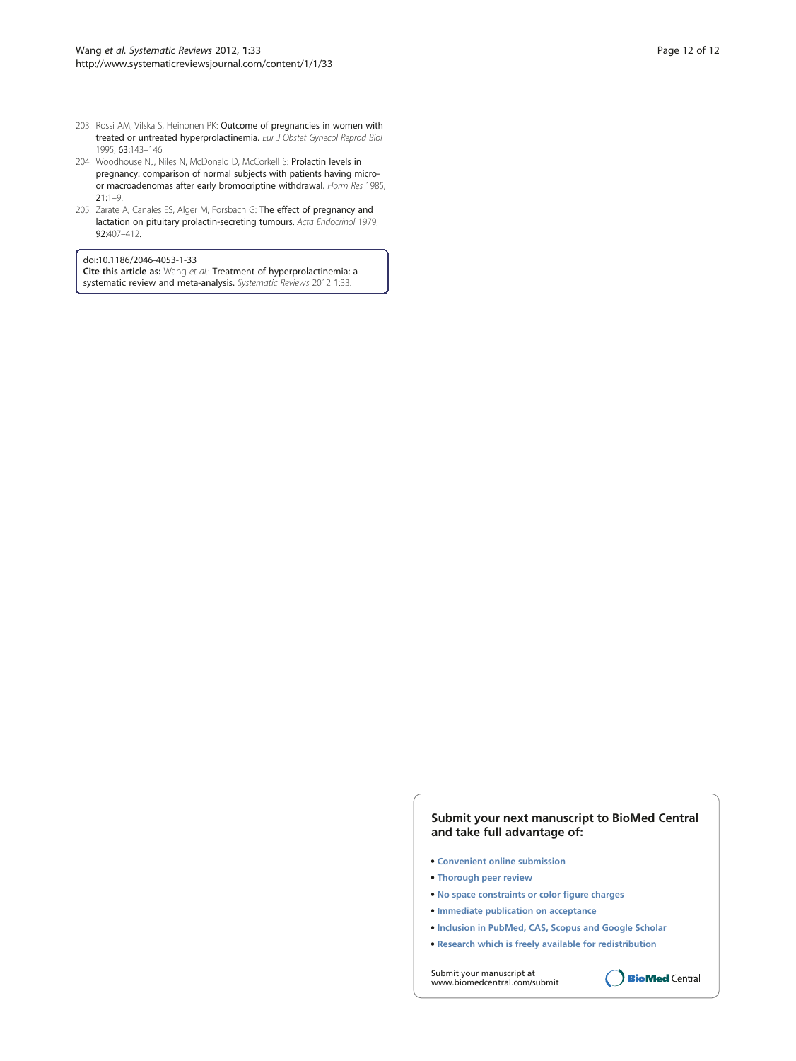203. Rossi AM, Vilska S, Heinonen PK: **Outcome of pregnancies in women with treated or untreated hyperprolactinemia.** *Eur J Obstet Gynecol Reprod Biol* 1995, **63**:143–146.

204. Woodhouse NJ, Niles N, McDonald D, McCorkell S: **Prolactin levels in pregnancy: comparison of normal subjects with patients having micro- or macroadenomas after early bromocriptine withdrawal.** *Horm Res* 1985, **21**:1–9.

205. Zarate A, Canales ES, Alger M, Forsbach G: **The effect of pregnancy and lactation on pituitary prolactin-secreting tumours.** *Acta Endocrinol* 1979, **92**:407–412.

doi:10.1186/2046-4053-1-33
**Cite this article as:** Wang *et al.*: Treatment of hyperprolactinemia: a systematic review and meta-analysis. *Systematic Reviews* 2012 **1**:33.

**Submit your next manuscript to BioMed Central and take full advantage of:**

- **Convenient online submission**
- **Thorough peer review**
- **No space constraints or color figure charges**
- **Immediate publication on acceptance**
- **Inclusion in PubMed, CAS, Scopus and Google Scholar**
- **Research which is freely available for redistribution**

Submit your manuscript at
www.biomedcentral.com/submit

BioMed Central